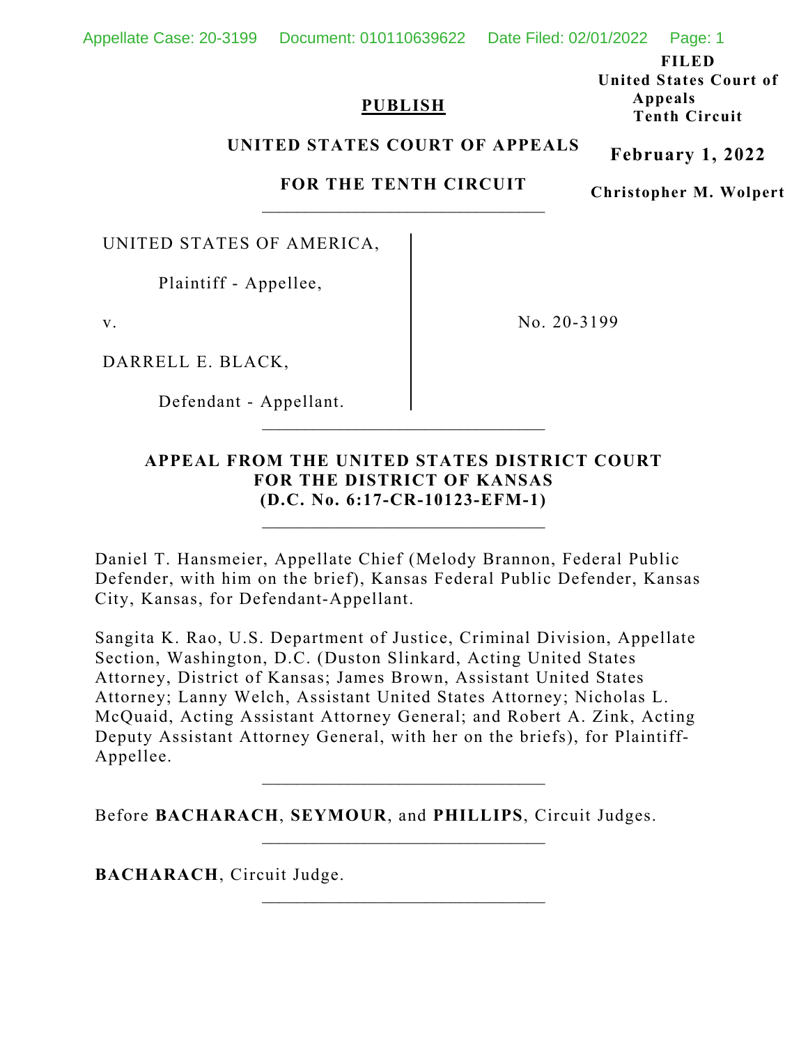**PUBLISH**

**UNITED STATES COURT OF APPEALS**

**FOR THE TENTH CIRCUIT**

**FILED**
**United States Court of Appeals**
**Tenth Circuit**

**February 1, 2022**

**Christopher M. Wolpert**

---

UNITED STATES OF AMERICA,

Plaintiff - Appellee,

v.

DARRELL E. BLACK,

Defendant - Appellant.

No. 20-3199

---

**APPEAL FROM THE UNITED STATES DISTRICT COURT FOR THE DISTRICT OF KANSAS (D.C. No. 6:17-CR-10123-EFM-1)**

---

Daniel T. Hansmeier, Appellate Chief (Melody Brannon, Federal Public Defender, with him on the brief), Kansas Federal Public Defender, Kansas City, Kansas, for Defendant-Appellant.

Sangita K. Rao, U.S. Department of Justice, Criminal Division, Appellate Section, Washington, D.C. (Duston Slinkard, Acting United States Attorney, District of Kansas; James Brown, Assistant United States Attorney; Lanny Welch, Assistant United States Attorney; Nicholas L. McQuaid, Acting Assistant Attorney General; and Robert A. Zink, Acting Deputy Assistant Attorney General, with her on the briefs), for Plaintiff-Appellee.

---

Before **BACHARACH**, **SEYMOUR**, and **PHILLIPS**, Circuit Judges.

---

**BACHARACH**, Circuit Judge.

---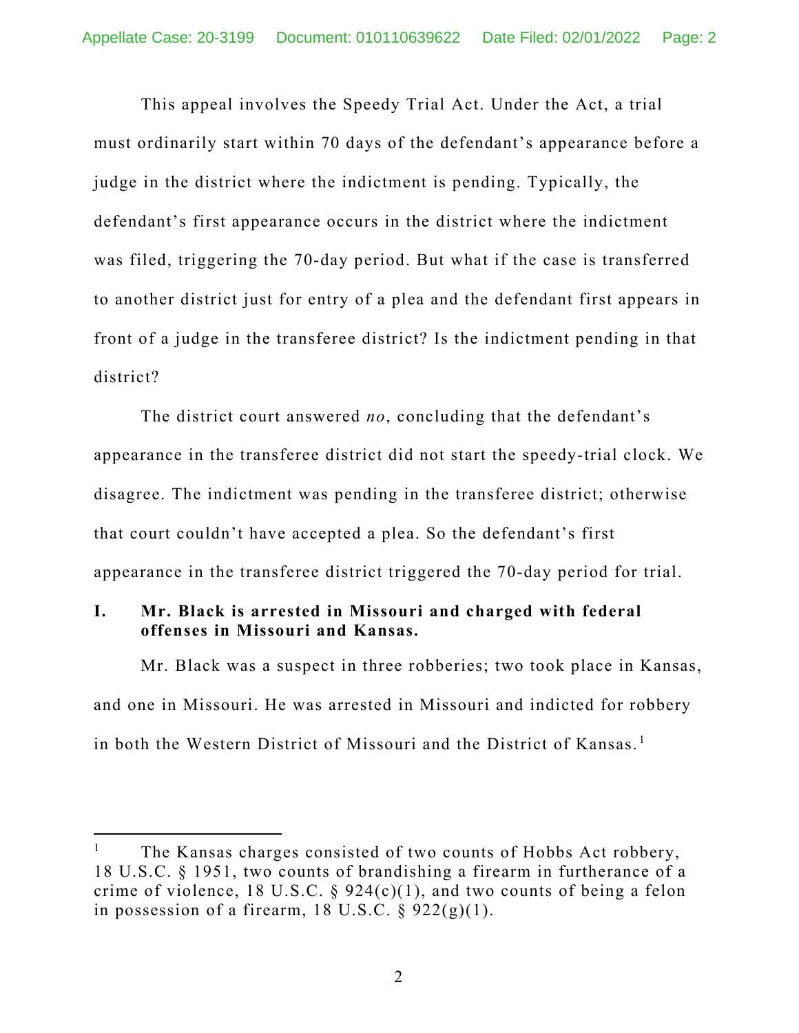This appeal involves the Speedy Trial Act. Under the Act, a trial must ordinarily start within 70 days of the defendant's appearance before a judge in the district where the indictment is pending. Typically, the defendant's first appearance occurs in the district where the indictment was filed, triggering the 70-day period. But what if the case is transferred to another district just for entry of a plea and the defendant first appears in front of a judge in the transferee district? Is the indictment pending in that district?

The district court answered *no*, concluding that the defendant's appearance in the transferee district did not start the speedy-trial clock. We disagree. The indictment was pending in the transferee district; otherwise that court couldn't have accepted a plea. So the defendant's first appearance in the transferee district triggered the 70-day period for trial.

## I. Mr. Black is arrested in Missouri and charged with federal offenses in Missouri and Kansas.

Mr. Black was a suspect in three robberies; two took place in Kansas, and one in Missouri. He was arrested in Missouri and indicted for robbery in both the Western District of Missouri and the District of Kansas.[1]

---

[1] The Kansas charges consisted of two counts of Hobbs Act robbery, 18 U.S.C. § 1951, two counts of brandishing a firearm in furtherance of a crime of violence, 18 U.S.C. § 924(c)(1), and two counts of being a felon in possession of a firearm, 18 U.S.C. § 922(g)(1).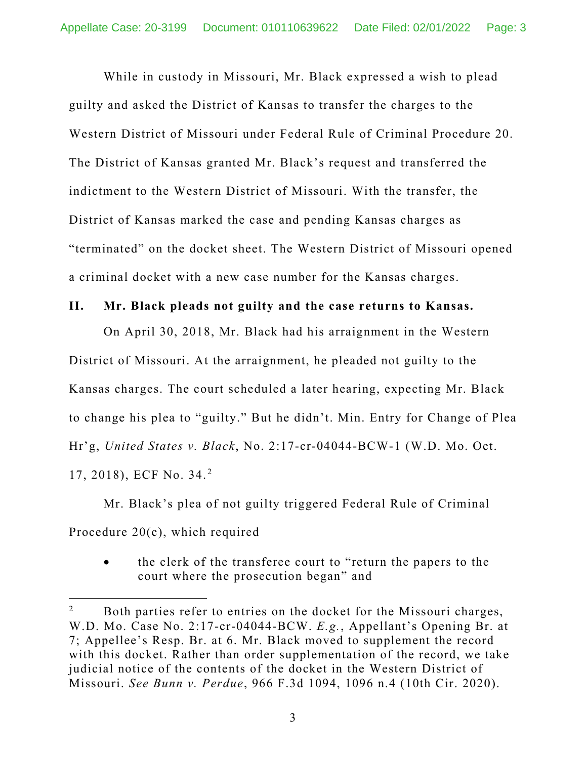While in custody in Missouri, Mr. Black expressed a wish to plead guilty and asked the District of Kansas to transfer the charges to the Western District of Missouri under Federal Rule of Criminal Procedure 20. The District of Kansas granted Mr. Black's request and transferred the indictment to the Western District of Missouri. With the transfer, the District of Kansas marked the case and pending Kansas charges as "terminated" on the docket sheet. The Western District of Missouri opened a criminal docket with a new case number for the Kansas charges.

## II. Mr. Black pleads not guilty and the case returns to Kansas.

On April 30, 2018, Mr. Black had his arraignment in the Western District of Missouri. At the arraignment, he pleaded not guilty to the Kansas charges. The court scheduled a later hearing, expecting Mr. Black to change his plea to "guilty." But he didn't. Min. Entry for Change of Plea Hr'g, *United States v. Black*, No. 2:17-cr-04044-BCW-1 (W.D. Mo. Oct. 17, 2018), ECF No. 34.[2]

Mr. Black's plea of not guilty triggered Federal Rule of Criminal Procedure 20(c), which required

- the clerk of the transferee court to "return the papers to the court where the prosecution began" and

---

[2] Both parties refer to entries on the docket for the Missouri charges, W.D. Mo. Case No. 2:17-cr-04044-BCW. *E.g.*, Appellant's Opening Br. at 7; Appellee's Resp. Br. at 6. Mr. Black moved to supplement the record with this docket. Rather than order supplementation of the record, we take judicial notice of the contents of the docket in the Western District of Missouri. *See Bunn v. Perdue*, 966 F.3d 1094, 1096 n.4 (10th Cir. 2020).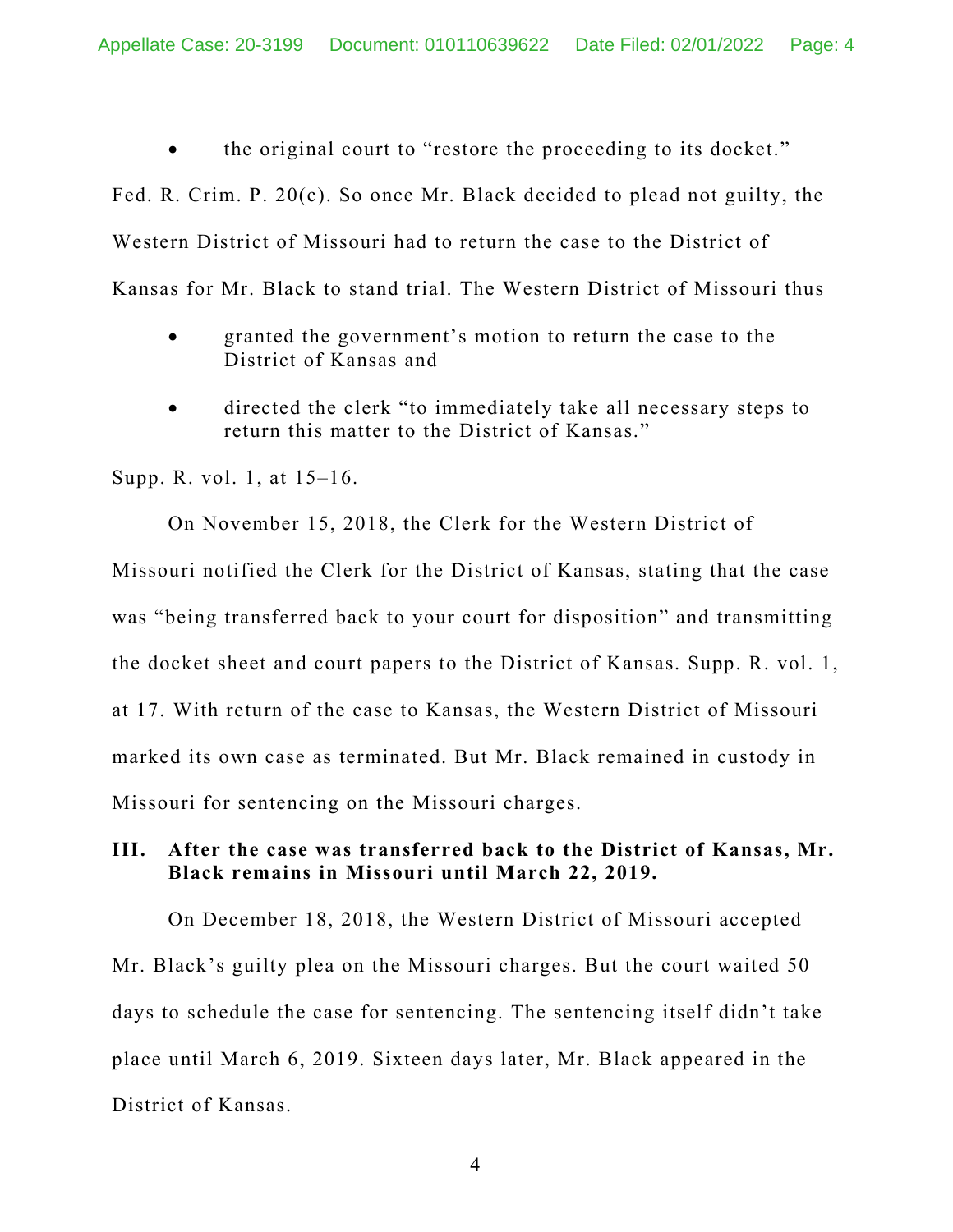- the original court to "restore the proceeding to its docket."

Fed. R. Crim. P. 20(c). So once Mr. Black decided to plead not guilty, the Western District of Missouri had to return the case to the District of Kansas for Mr. Black to stand trial. The Western District of Missouri thus

- granted the government's motion to return the case to the District of Kansas and
- directed the clerk "to immediately take all necessary steps to return this matter to the District of Kansas."

Supp. R. vol. 1, at 15–16.

On November 15, 2018, the Clerk for the Western District of Missouri notified the Clerk for the District of Kansas, stating that the case was "being transferred back to your court for disposition" and transmitting the docket sheet and court papers to the District of Kansas. Supp. R. vol. 1, at 17. With return of the case to Kansas, the Western District of Missouri marked its own case as terminated. But Mr. Black remained in custody in Missouri for sentencing on the Missouri charges.

## III. After the case was transferred back to the District of Kansas, Mr. Black remains in Missouri until March 22, 2019.

On December 18, 2018, the Western District of Missouri accepted Mr. Black's guilty plea on the Missouri charges. But the court waited 50 days to schedule the case for sentencing. The sentencing itself didn't take place until March 6, 2019. Sixteen days later, Mr. Black appeared in the District of Kansas.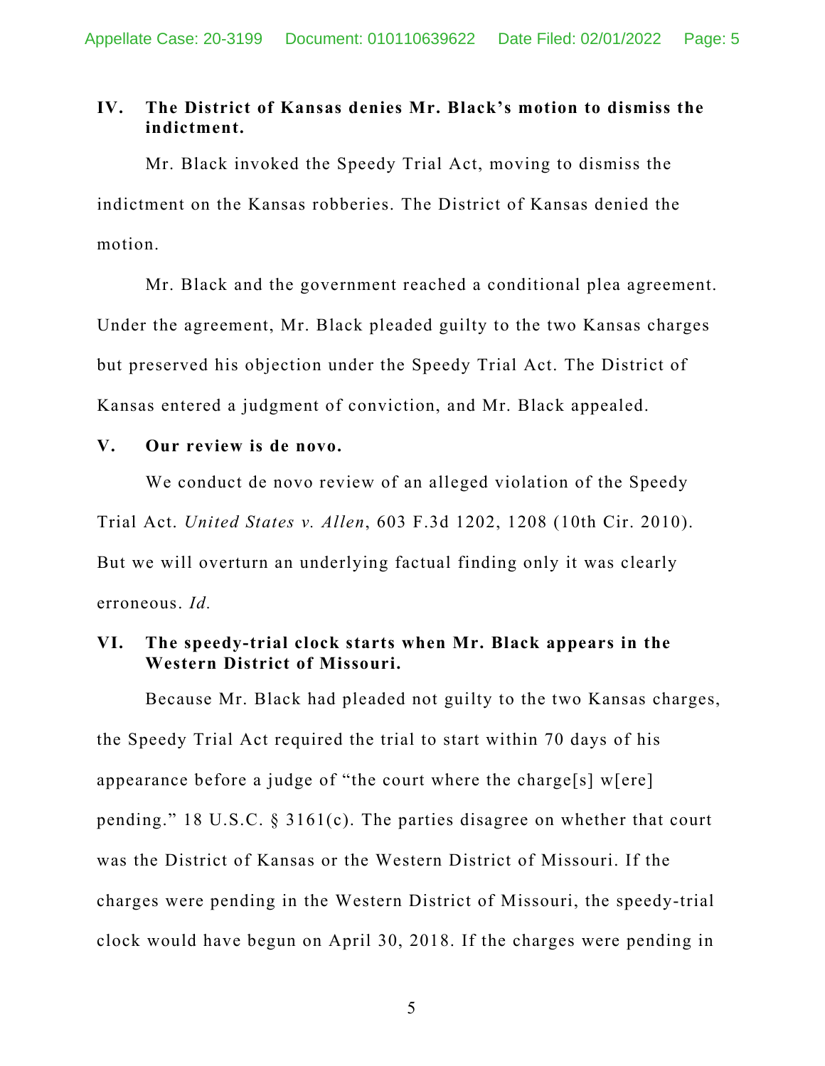## IV. The District of Kansas denies Mr. Black's motion to dismiss the indictment.

Mr. Black invoked the Speedy Trial Act, moving to dismiss the indictment on the Kansas robberies. The District of Kansas denied the motion.

Mr. Black and the government reached a conditional plea agreement. Under the agreement, Mr. Black pleaded guilty to the two Kansas charges but preserved his objection under the Speedy Trial Act. The District of Kansas entered a judgment of conviction, and Mr. Black appealed.

## V. Our review is de novo.

We conduct de novo review of an alleged violation of the Speedy Trial Act. *United States v. Allen*, 603 F.3d 1202, 1208 (10th Cir. 2010). But we will overturn an underlying factual finding only it was clearly erroneous. *Id.*

## VI. The speedy-trial clock starts when Mr. Black appears in the Western District of Missouri.

Because Mr. Black had pleaded not guilty to the two Kansas charges, the Speedy Trial Act required the trial to start within 70 days of his appearance before a judge of "the court where the charge[s] w[ere] pending." 18 U.S.C. § 3161(c). The parties disagree on whether that court was the District of Kansas or the Western District of Missouri. If the charges were pending in the Western District of Missouri, the speedy-trial clock would have begun on April 30, 2018. If the charges were pending in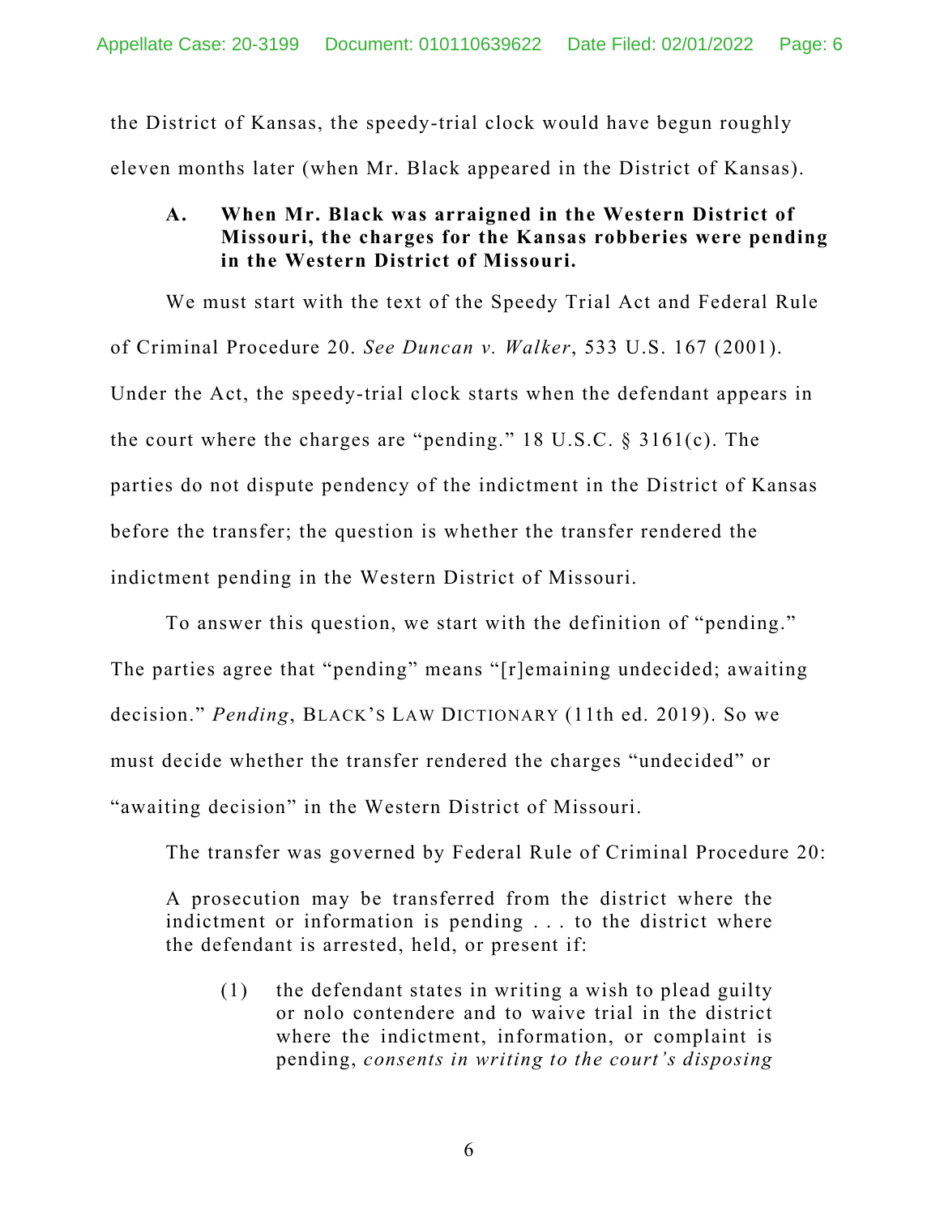the District of Kansas, the speedy-trial clock would have begun roughly eleven months later (when Mr. Black appeared in the District of Kansas).

### A. When Mr. Black was arraigned in the Western District of Missouri, the charges for the Kansas robberies were pending in the Western District of Missouri.

We must start with the text of the Speedy Trial Act and Federal Rule of Criminal Procedure 20. *See Duncan v. Walker*, 533 U.S. 167 (2001). Under the Act, the speedy-trial clock starts when the defendant appears in the court where the charges are "pending." 18 U.S.C. § 3161(c). The parties do not dispute pendency of the indictment in the District of Kansas before the transfer; the question is whether the transfer rendered the indictment pending in the Western District of Missouri.

To answer this question, we start with the definition of "pending." The parties agree that "pending" means "[r]emaining undecided; awaiting decision." *Pending*, BLACK'S LAW DICTIONARY (11th ed. 2019). So we must decide whether the transfer rendered the charges "undecided" or "awaiting decision" in the Western District of Missouri.

The transfer was governed by Federal Rule of Criminal Procedure 20:

> A prosecution may be transferred from the district where the indictment or information is pending . . . to the district where the defendant is arrested, held, or present if:
>
> (1) the defendant states in writing a wish to plead guilty or nolo contendere and to waive trial in the district where the indictment, information, or complaint is pending, *consents in writing to the court's disposing*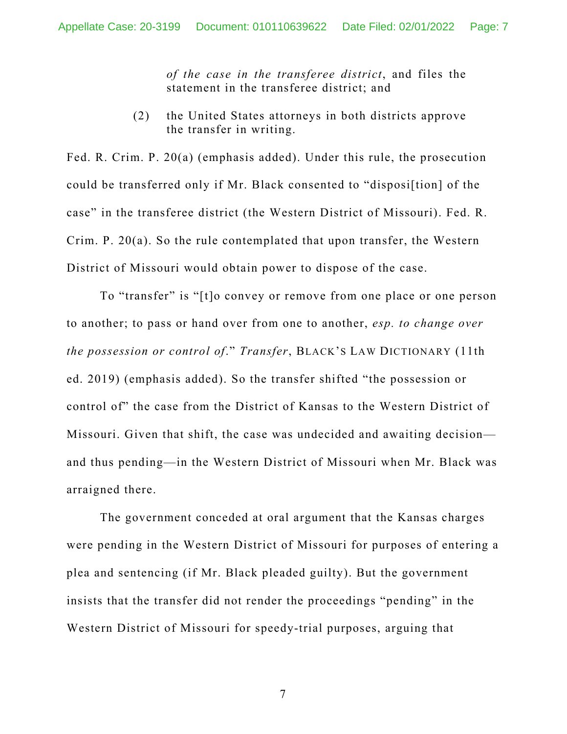> *of the case in the transferee district*, and files the statement in the transferee district; and
>
> (2) the United States attorneys in both districts approve the transfer in writing.

Fed. R. Crim. P. 20(a) (emphasis added). Under this rule, the prosecution could be transferred only if Mr. Black consented to "disposi[tion] of the case" in the transferee district (the Western District of Missouri). Fed. R. Crim. P. 20(a). So the rule contemplated that upon transfer, the Western District of Missouri would obtain power to dispose of the case.

To "transfer" is "[t]o convey or remove from one place or one person to another; to pass or hand over from one to another, *esp. to change over the possession or control of*." *Transfer*, BLACK'S LAW DICTIONARY (11th ed. 2019) (emphasis added). So the transfer shifted "the possession or control of" the case from the District of Kansas to the Western District of Missouri. Given that shift, the case was undecided and awaiting decision—and thus pending—in the Western District of Missouri when Mr. Black was arraigned there.

The government conceded at oral argument that the Kansas charges were pending in the Western District of Missouri for purposes of entering a plea and sentencing (if Mr. Black pleaded guilty). But the government insists that the transfer did not render the proceedings "pending" in the Western District of Missouri for speedy-trial purposes, arguing that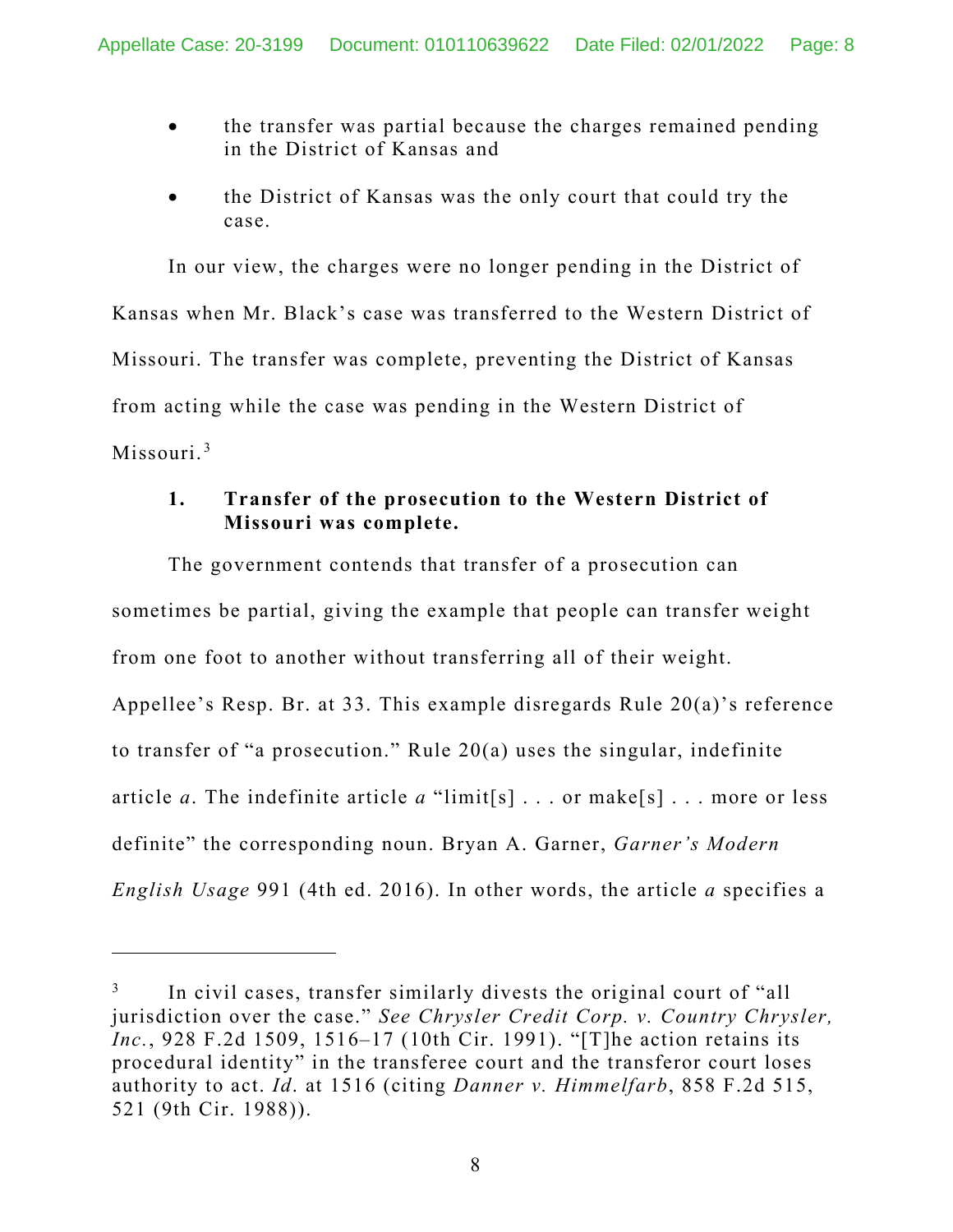- the transfer was partial because the charges remained pending in the District of Kansas and
- the District of Kansas was the only court that could try the case.

In our view, the charges were no longer pending in the District of Kansas when Mr. Black's case was transferred to the Western District of Missouri. The transfer was complete, preventing the District of Kansas from acting while the case was pending in the Western District of Missouri.[3]

### 1. Transfer of the prosecution to the Western District of Missouri was complete.

The government contends that transfer of a prosecution can sometimes be partial, giving the example that people can transfer weight from one foot to another without transferring all of their weight. Appellee's Resp. Br. at 33. This example disregards Rule 20(a)'s reference to transfer of "a prosecution." Rule 20(a) uses the singular, indefinite article *a*. The indefinite article *a* "limit[s] . . . or make[s] . . . more or less definite" the corresponding noun. Bryan A. Garner, *Garner's Modern English Usage* 991 (4th ed. 2016). In other words, the article *a* specifies a

---

[3] In civil cases, transfer similarly divests the original court of "all jurisdiction over the case." *See Chrysler Credit Corp. v. Country Chrysler, Inc.*, 928 F.2d 1509, 1516–17 (10th Cir. 1991). "[T]he action retains its procedural identity" in the transferee court and the transferor court loses authority to act. *Id.* at 1516 (citing *Danner v. Himmelfarb*, 858 F.2d 515, 521 (9th Cir. 1988)).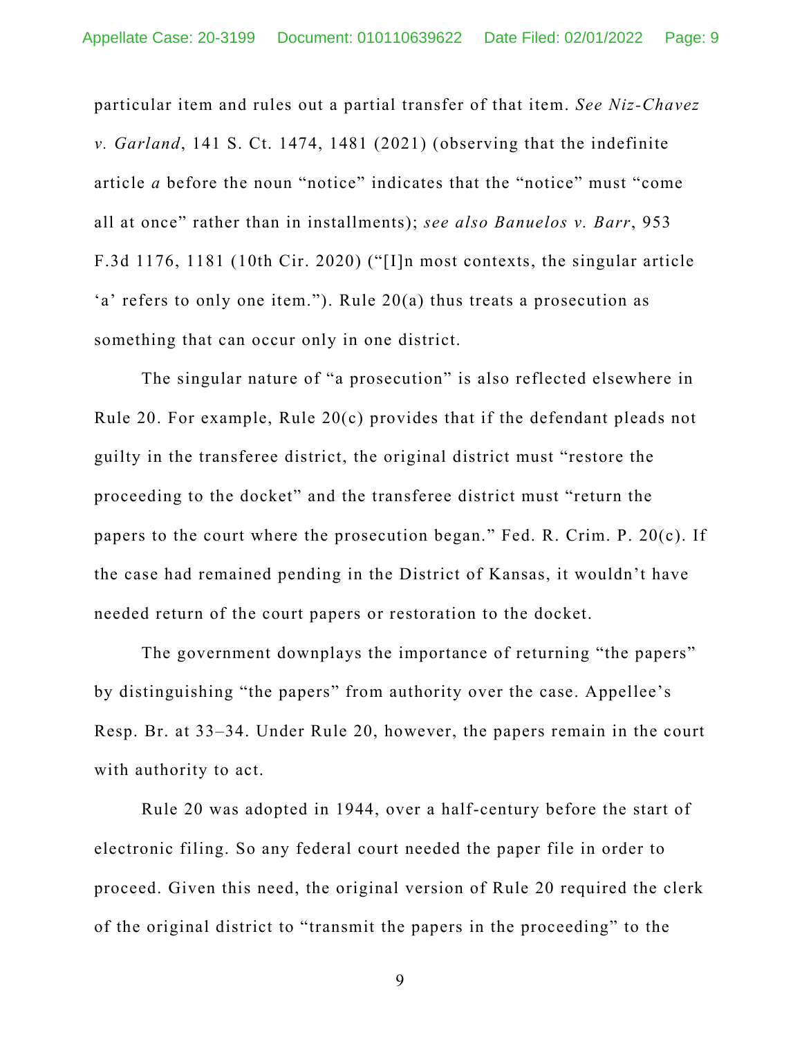particular item and rules out a partial transfer of that item. *See Niz-Chavez v. Garland*, 141 S. Ct. 1474, 1481 (2021) (observing that the indefinite article *a* before the noun "notice" indicates that the "notice" must "come all at once" rather than in installments); *see also Banuelos v. Barr*, 953 F.3d 1176, 1181 (10th Cir. 2020) ("[I]n most contexts, the singular article 'a' refers to only one item."). Rule 20(a) thus treats a prosecution as something that can occur only in one district.

The singular nature of "a prosecution" is also reflected elsewhere in Rule 20. For example, Rule 20(c) provides that if the defendant pleads not guilty in the transferee district, the original district must "restore the proceeding to the docket" and the transferee district must "return the papers to the court where the prosecution began." Fed. R. Crim. P. 20(c). If the case had remained pending in the District of Kansas, it wouldn't have needed return of the court papers or restoration to the docket.

The government downplays the importance of returning "the papers" by distinguishing "the papers" from authority over the case. Appellee's Resp. Br. at 33–34. Under Rule 20, however, the papers remain in the court with authority to act.

Rule 20 was adopted in 1944, over a half-century before the start of electronic filing. So any federal court needed the paper file in order to proceed. Given this need, the original version of Rule 20 required the clerk of the original district to "transmit the papers in the proceeding" to the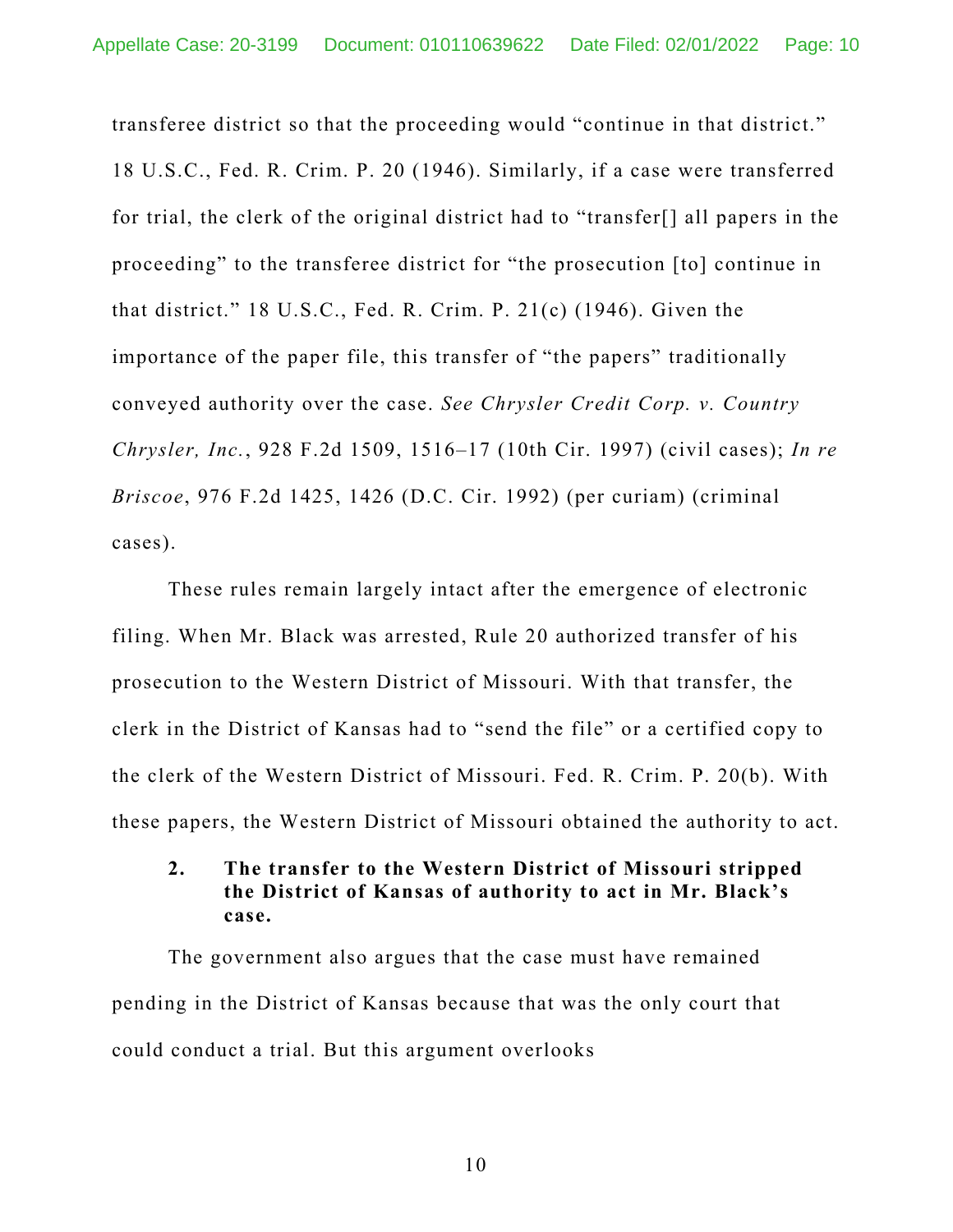transferee district so that the proceeding would "continue in that district." 18 U.S.C., Fed. R. Crim. P. 20 (1946). Similarly, if a case were transferred for trial, the clerk of the original district had to "transfer[] all papers in the proceeding" to the transferee district for "the prosecution [to] continue in that district." 18 U.S.C., Fed. R. Crim. P. 21(c) (1946). Given the importance of the paper file, this transfer of "the papers" traditionally conveyed authority over the case. *See Chrysler Credit Corp. v. Country Chrysler, Inc.*, 928 F.2d 1509, 1516–17 (10th Cir. 1997) (civil cases); *In re Briscoe*, 976 F.2d 1425, 1426 (D.C. Cir. 1992) (per curiam) (criminal cases).

These rules remain largely intact after the emergence of electronic filing. When Mr. Black was arrested, Rule 20 authorized transfer of his prosecution to the Western District of Missouri. With that transfer, the clerk in the District of Kansas had to "send the file" or a certified copy to the clerk of the Western District of Missouri. Fed. R. Crim. P. 20(b). With these papers, the Western District of Missouri obtained the authority to act.

**2. The transfer to the Western District of Missouri stripped the District of Kansas of authority to act in Mr. Black's case.**

The government also argues that the case must have remained pending in the District of Kansas because that was the only court that could conduct a trial. But this argument overlooks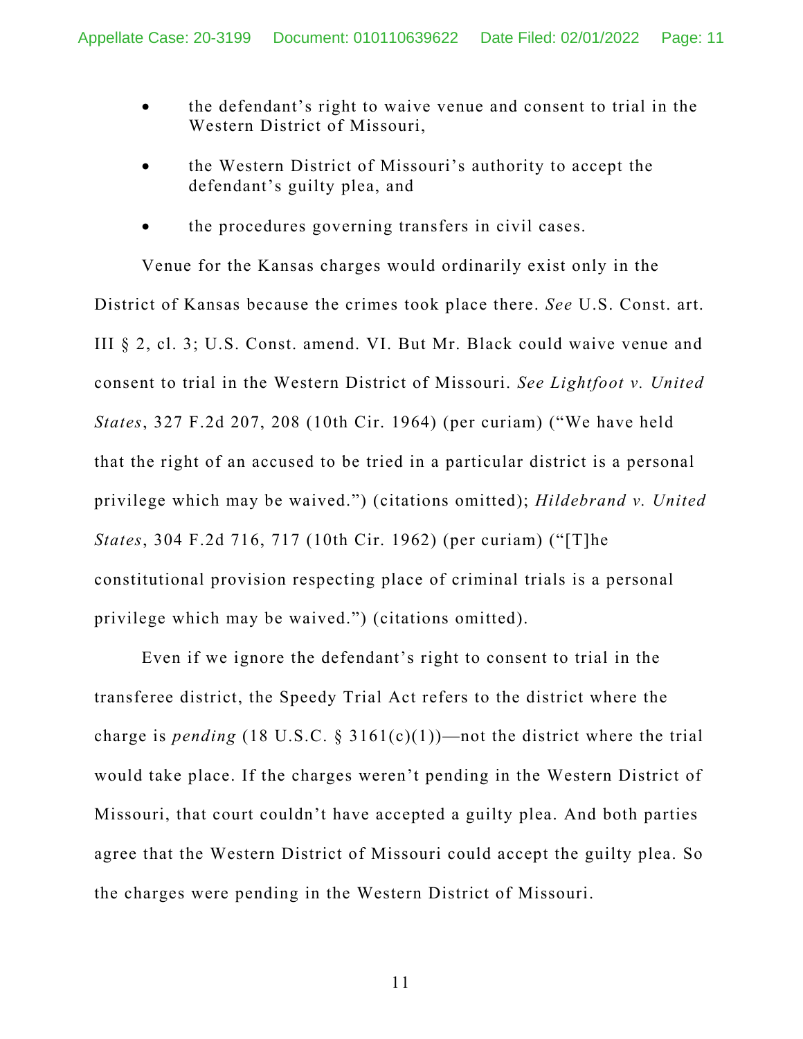- the defendant's right to waive venue and consent to trial in the Western District of Missouri,
- the Western District of Missouri's authority to accept the defendant's guilty plea, and
- the procedures governing transfers in civil cases.

Venue for the Kansas charges would ordinarily exist only in the District of Kansas because the crimes took place there. *See* U.S. Const. art. III § 2, cl. 3; U.S. Const. amend. VI. But Mr. Black could waive venue and consent to trial in the Western District of Missouri. *See Lightfoot v. United States*, 327 F.2d 207, 208 (10th Cir. 1964) (per curiam) ("We have held that the right of an accused to be tried in a particular district is a personal privilege which may be waived.") (citations omitted); *Hildebrand v. United States*, 304 F.2d 716, 717 (10th Cir. 1962) (per curiam) ("[T]he constitutional provision respecting place of criminal trials is a personal privilege which may be waived.") (citations omitted).

Even if we ignore the defendant's right to consent to trial in the transferee district, the Speedy Trial Act refers to the district where the charge is *pending* (18 U.S.C. § 3161(c)(1))—not the district where the trial would take place. If the charges weren't pending in the Western District of Missouri, that court couldn't have accepted a guilty plea. And both parties agree that the Western District of Missouri could accept the guilty plea. So the charges were pending in the Western District of Missouri.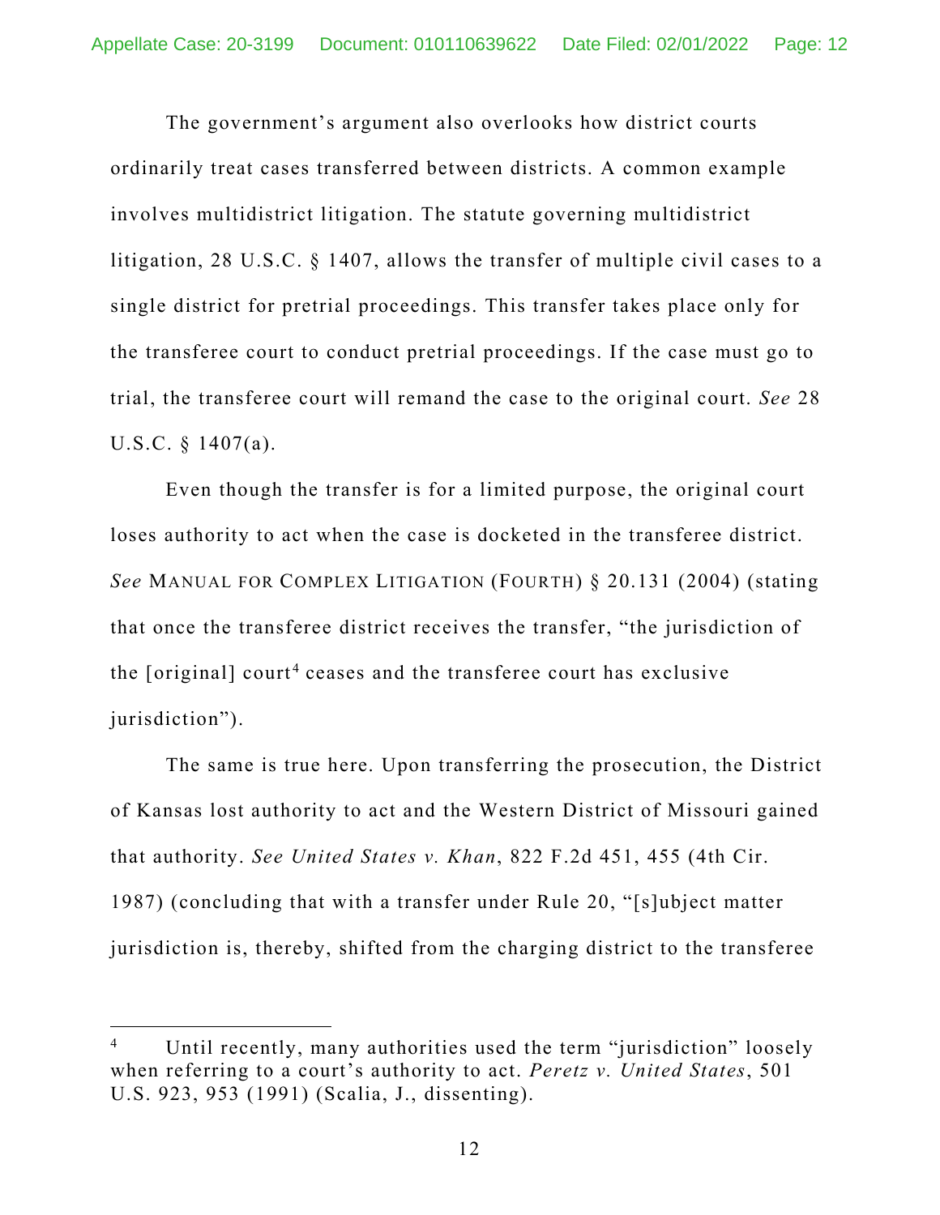The government's argument also overlooks how district courts ordinarily treat cases transferred between districts. A common example involves multidistrict litigation. The statute governing multidistrict litigation, 28 U.S.C. § 1407, allows the transfer of multiple civil cases to a single district for pretrial proceedings. This transfer takes place only for the transferee court to conduct pretrial proceedings. If the case must go to trial, the transferee court will remand the case to the original court. *See* 28 U.S.C. § 1407(a).

Even though the transfer is for a limited purpose, the original court loses authority to act when the case is docketed in the transferee district. *See* MANUAL FOR COMPLEX LITIGATION (FOURTH) § 20.131 (2004) (stating that once the transferee district receives the transfer, "the jurisdiction of the [original] court[4] ceases and the transferee court has exclusive jurisdiction").

The same is true here. Upon transferring the prosecution, the District of Kansas lost authority to act and the Western District of Missouri gained that authority. *See United States v. Khan*, 822 F.2d 451, 455 (4th Cir. 1987) (concluding that with a transfer under Rule 20, "[s]ubject matter jurisdiction is, thereby, shifted from the charging district to the transferee

---

[4] Until recently, many authorities used the term "jurisdiction" loosely when referring to a court's authority to act. *Peretz v. United States*, 501 U.S. 923, 953 (1991) (Scalia, J., dissenting).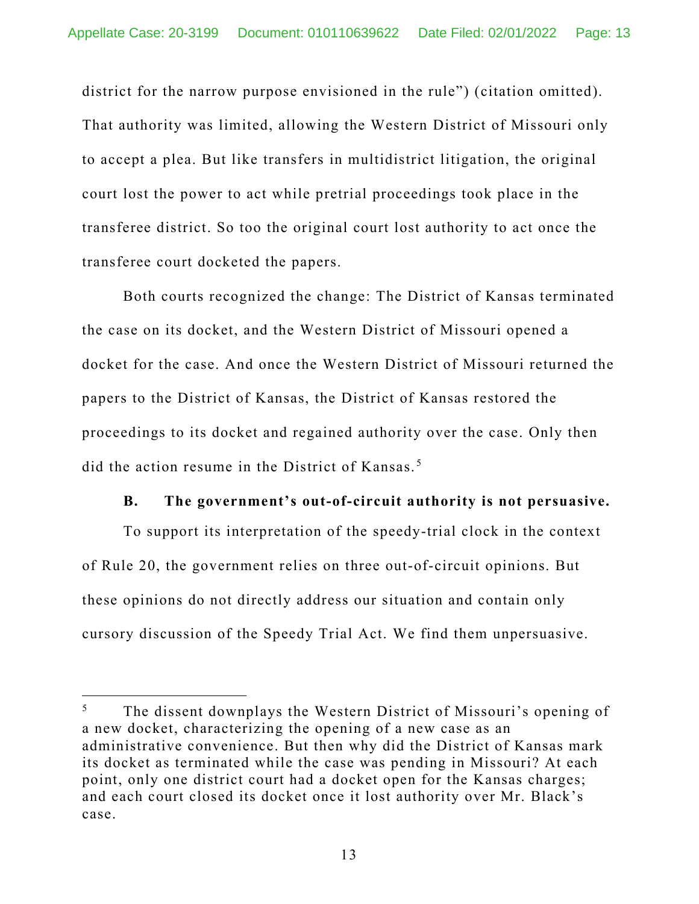district for the narrow purpose envisioned in the rule") (citation omitted). That authority was limited, allowing the Western District of Missouri only to accept a plea. But like transfers in multidistrict litigation, the original court lost the power to act while pretrial proceedings took place in the transferee district. So too the original court lost authority to act once the transferee court docketed the papers.

Both courts recognized the change: The District of Kansas terminated the case on its docket, and the Western District of Missouri opened a docket for the case. And once the Western District of Missouri returned the papers to the District of Kansas, the District of Kansas restored the proceedings to its docket and regained authority over the case. Only then did the action resume in the District of Kansas.[5]

**B. The government's out-of-circuit authority is not persuasive.**

To support its interpretation of the speedy-trial clock in the context of Rule 20, the government relies on three out-of-circuit opinions. But these opinions do not directly address our situation and contain only cursory discussion of the Speedy Trial Act. We find them unpersuasive.

---

[5] The dissent downplays the Western District of Missouri's opening of a new docket, characterizing the opening of a new case as an administrative convenience. But then why did the District of Kansas mark its docket as terminated while the case was pending in Missouri? At each point, only one district court had a docket open for the Kansas charges; and each court closed its docket once it lost authority over Mr. Black's case.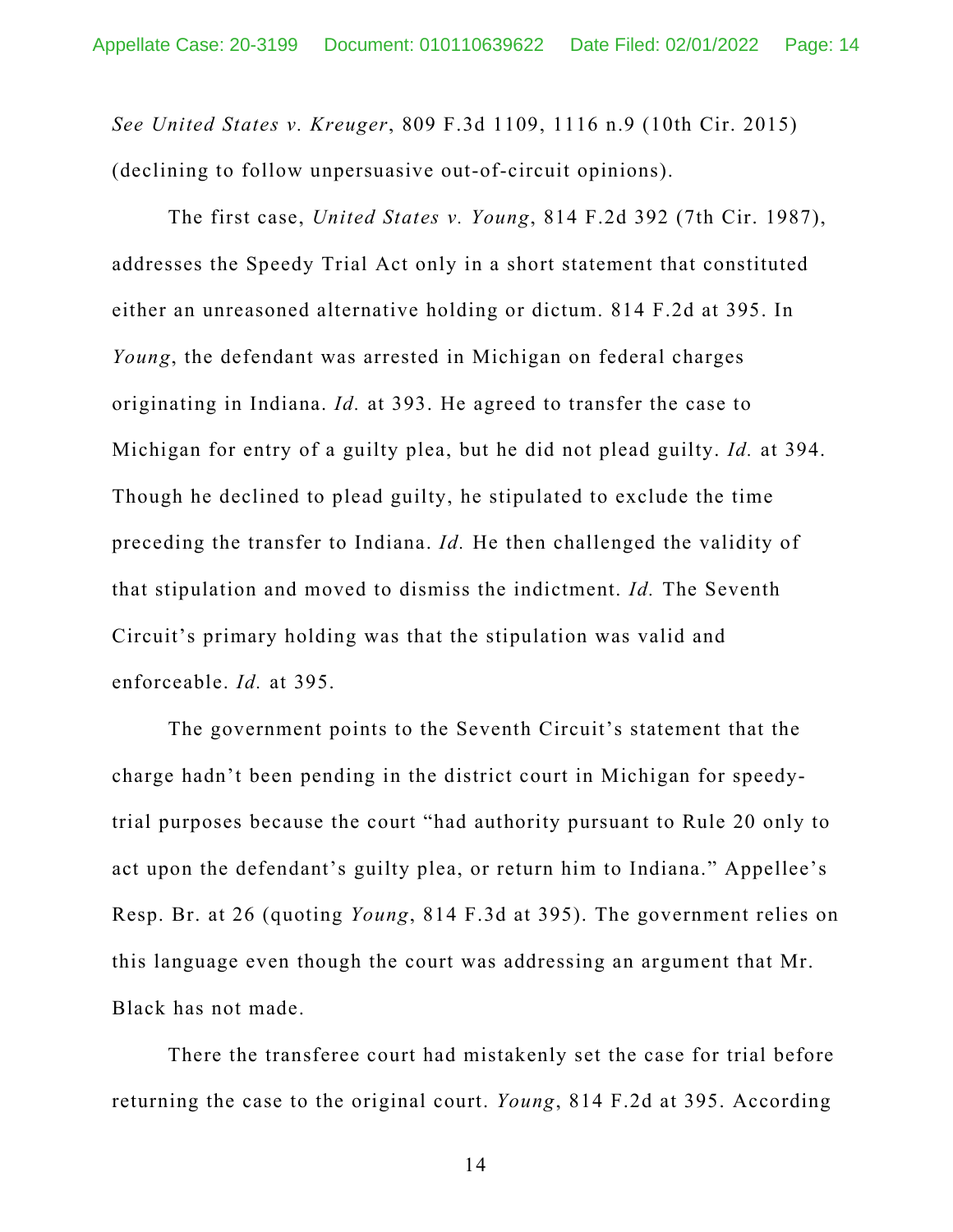*See United States v. Kreuger*, 809 F.3d 1109, 1116 n.9 (10th Cir. 2015) (declining to follow unpersuasive out-of-circuit opinions).

The first case, *United States v. Young*, 814 F.2d 392 (7th Cir. 1987), addresses the Speedy Trial Act only in a short statement that constituted either an unreasoned alternative holding or dictum. 814 F.2d at 395. In *Young*, the defendant was arrested in Michigan on federal charges originating in Indiana. *Id.* at 393. He agreed to transfer the case to Michigan for entry of a guilty plea, but he did not plead guilty. *Id.* at 394. Though he declined to plead guilty, he stipulated to exclude the time preceding the transfer to Indiana. *Id.* He then challenged the validity of that stipulation and moved to dismiss the indictment. *Id.* The Seventh Circuit's primary holding was that the stipulation was valid and enforceable. *Id.* at 395.

The government points to the Seventh Circuit's statement that the charge hadn't been pending in the district court in Michigan for speedy-trial purposes because the court "had authority pursuant to Rule 20 only to act upon the defendant's guilty plea, or return him to Indiana." Appellee's Resp. Br. at 26 (quoting *Young*, 814 F.3d at 395). The government relies on this language even though the court was addressing an argument that Mr. Black has not made.

There the transferee court had mistakenly set the case for trial before returning the case to the original court. *Young*, 814 F.2d at 395. According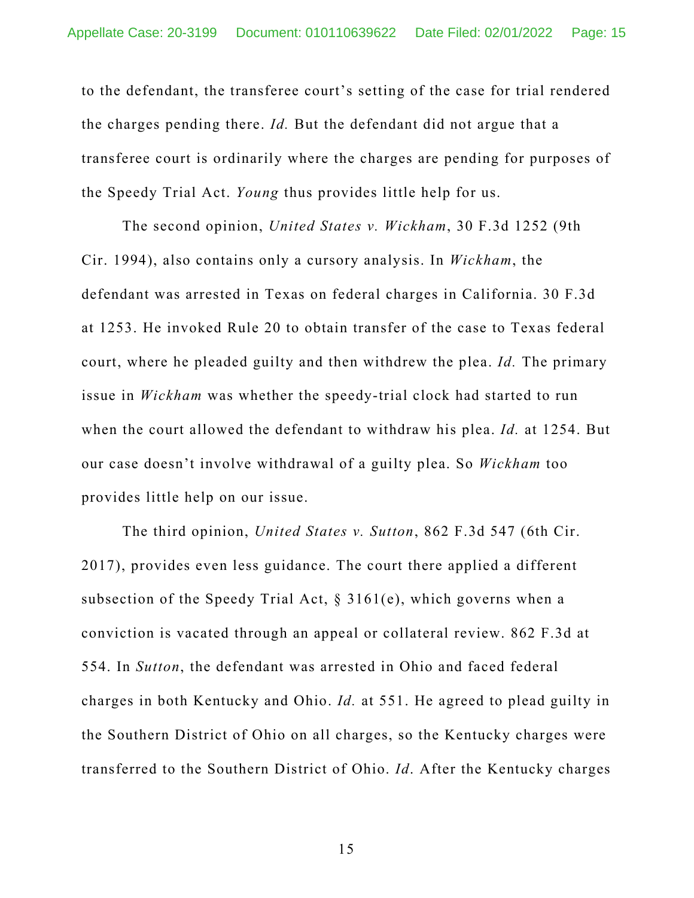to the defendant, the transferee court's setting of the case for trial rendered the charges pending there. *Id.* But the defendant did not argue that a transferee court is ordinarily where the charges are pending for purposes of the Speedy Trial Act. *Young* thus provides little help for us.

The second opinion, *United States v. Wickham*, 30 F.3d 1252 (9th Cir. 1994), also contains only a cursory analysis. In *Wickham*, the defendant was arrested in Texas on federal charges in California. 30 F.3d at 1253. He invoked Rule 20 to obtain transfer of the case to Texas federal court, where he pleaded guilty and then withdrew the plea. *Id.* The primary issue in *Wickham* was whether the speedy-trial clock had started to run when the court allowed the defendant to withdraw his plea. *Id.* at 1254. But our case doesn't involve withdrawal of a guilty plea. So *Wickham* too provides little help on our issue.

The third opinion, *United States v. Sutton*, 862 F.3d 547 (6th Cir. 2017), provides even less guidance. The court there applied a different subsection of the Speedy Trial Act, § 3161(e), which governs when a conviction is vacated through an appeal or collateral review. 862 F.3d at 554. In *Sutton*, the defendant was arrested in Ohio and faced federal charges in both Kentucky and Ohio. *Id.* at 551. He agreed to plead guilty in the Southern District of Ohio on all charges, so the Kentucky charges were transferred to the Southern District of Ohio. *Id*. After the Kentucky charges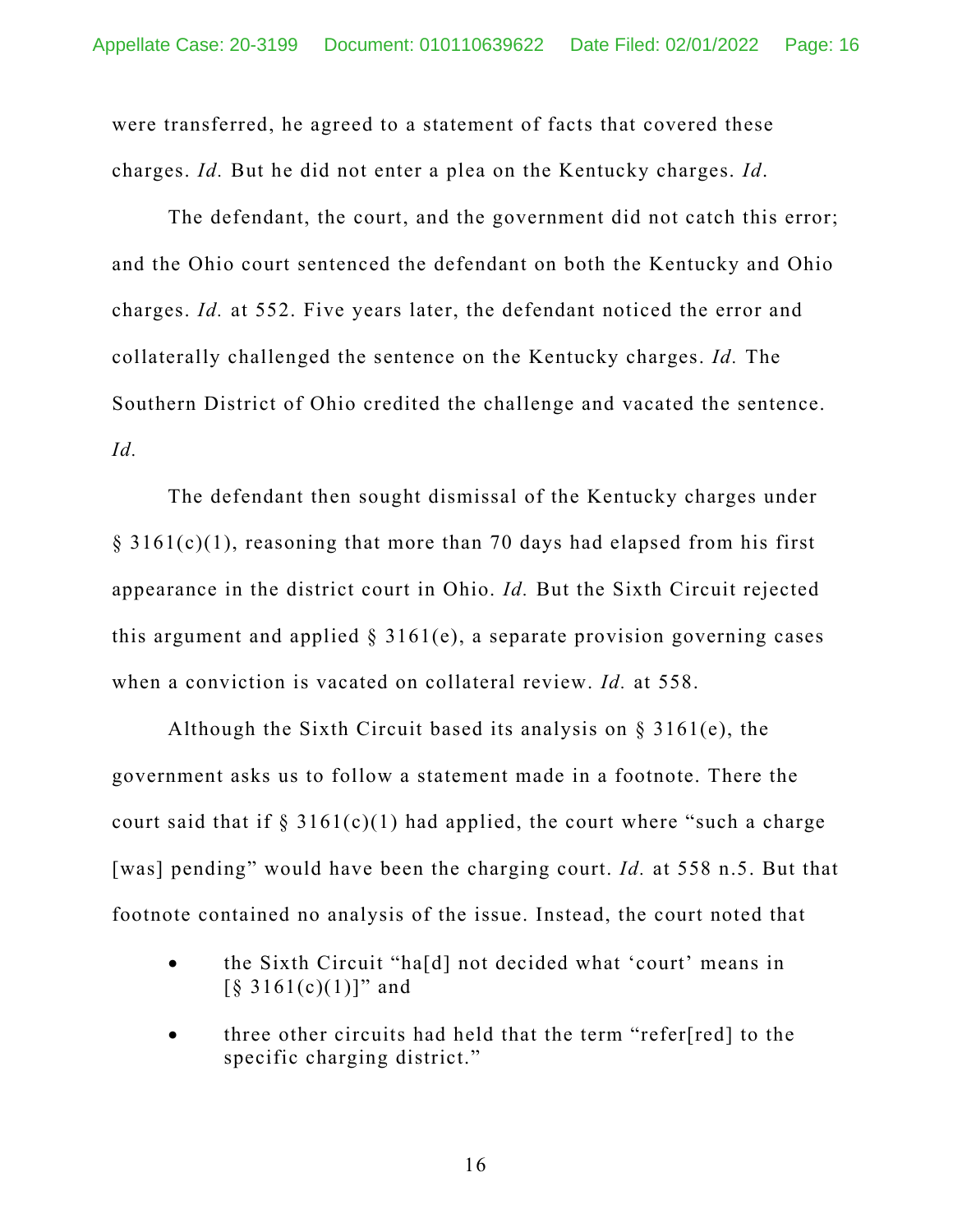were transferred, he agreed to a statement of facts that covered these charges. *Id.* But he did not enter a plea on the Kentucky charges. *Id*.

The defendant, the court, and the government did not catch this error; and the Ohio court sentenced the defendant on both the Kentucky and Ohio charges. *Id.* at 552. Five years later, the defendant noticed the error and collaterally challenged the sentence on the Kentucky charges. *Id.* The Southern District of Ohio credited the challenge and vacated the sentence. *Id.*

The defendant then sought dismissal of the Kentucky charges under § 3161(c)(1), reasoning that more than 70 days had elapsed from his first appearance in the district court in Ohio. *Id.* But the Sixth Circuit rejected this argument and applied § 3161(e), a separate provision governing cases when a conviction is vacated on collateral review. *Id.* at 558.

Although the Sixth Circuit based its analysis on § 3161(e), the government asks us to follow a statement made in a footnote. There the court said that if § 3161(c)(1) had applied, the court where "such a charge [was] pending" would have been the charging court. *Id.* at 558 n.5. But that footnote contained no analysis of the issue. Instead, the court noted that

- the Sixth Circuit "ha[d] not decided what 'court' means in [§ 3161(c)(1)]" and
- three other circuits had held that the term "refer[red] to the specific charging district."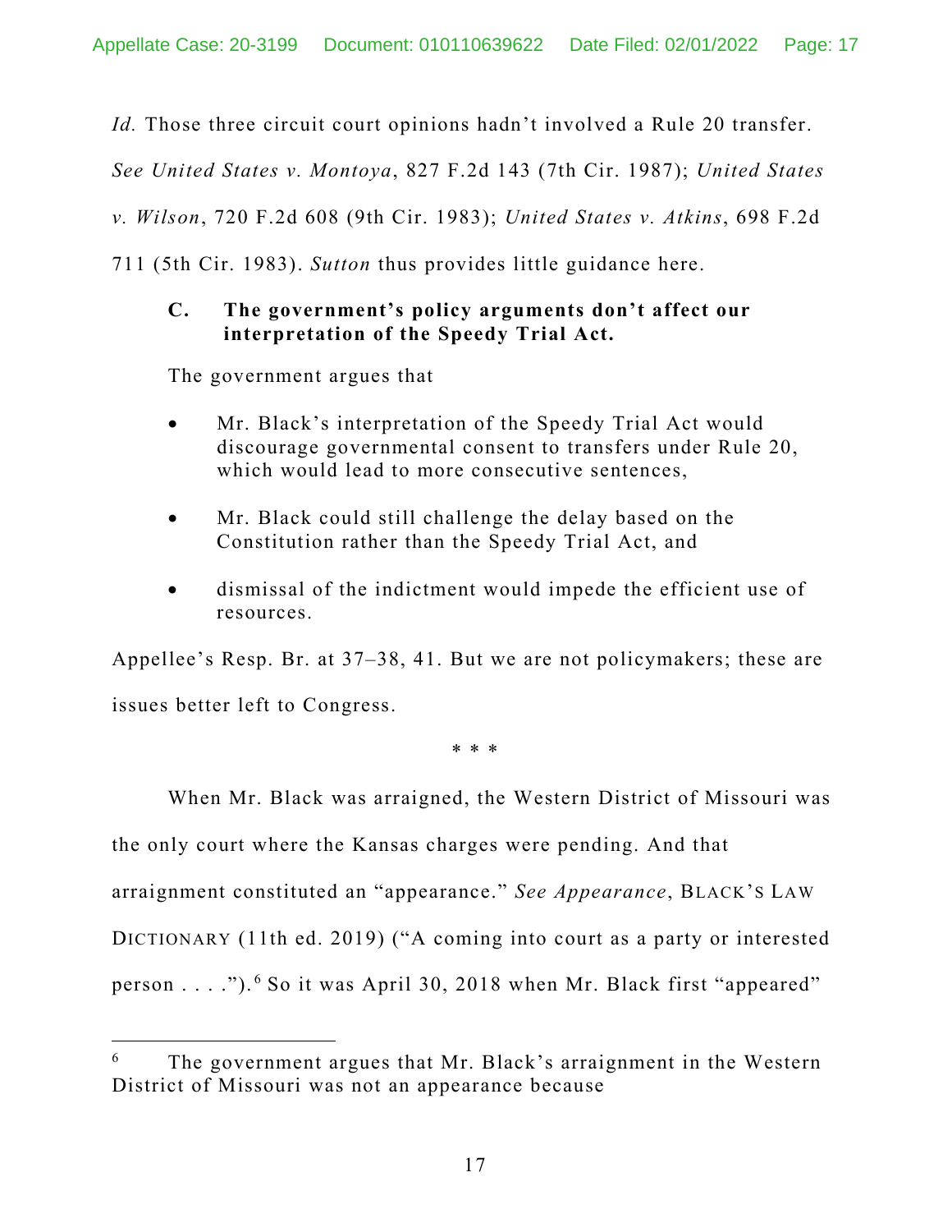*Id.* Those three circuit court opinions hadn't involved a Rule 20 transfer. *See United States v. Montoya*, 827 F.2d 143 (7th Cir. 1987); *United States v. Wilson*, 720 F.2d 608 (9th Cir. 1983); *United States v. Atkins*, 698 F.2d 711 (5th Cir. 1983). *Sutton* thus provides little guidance here.

### C. The government's policy arguments don't affect our interpretation of the Speedy Trial Act.

The government argues that

- Mr. Black's interpretation of the Speedy Trial Act would discourage governmental consent to transfers under Rule 20, which would lead to more consecutive sentences,
- Mr. Black could still challenge the delay based on the Constitution rather than the Speedy Trial Act, and
- dismissal of the indictment would impede the efficient use of resources.

Appellee's Resp. Br. at 37–38, 41. But we are not policymakers; these are issues better left to Congress.

\* \* \*

When Mr. Black was arraigned, the Western District of Missouri was the only court where the Kansas charges were pending. And that arraignment constituted an "appearance." *See Appearance*, BLACK'S LAW DICTIONARY (11th ed. 2019) ("A coming into court as a party or interested person . . . .").[6] So it was April 30, 2018 when Mr. Black first "appeared"

---

[6] The government argues that Mr. Black's arraignment in the Western District of Missouri was not an appearance because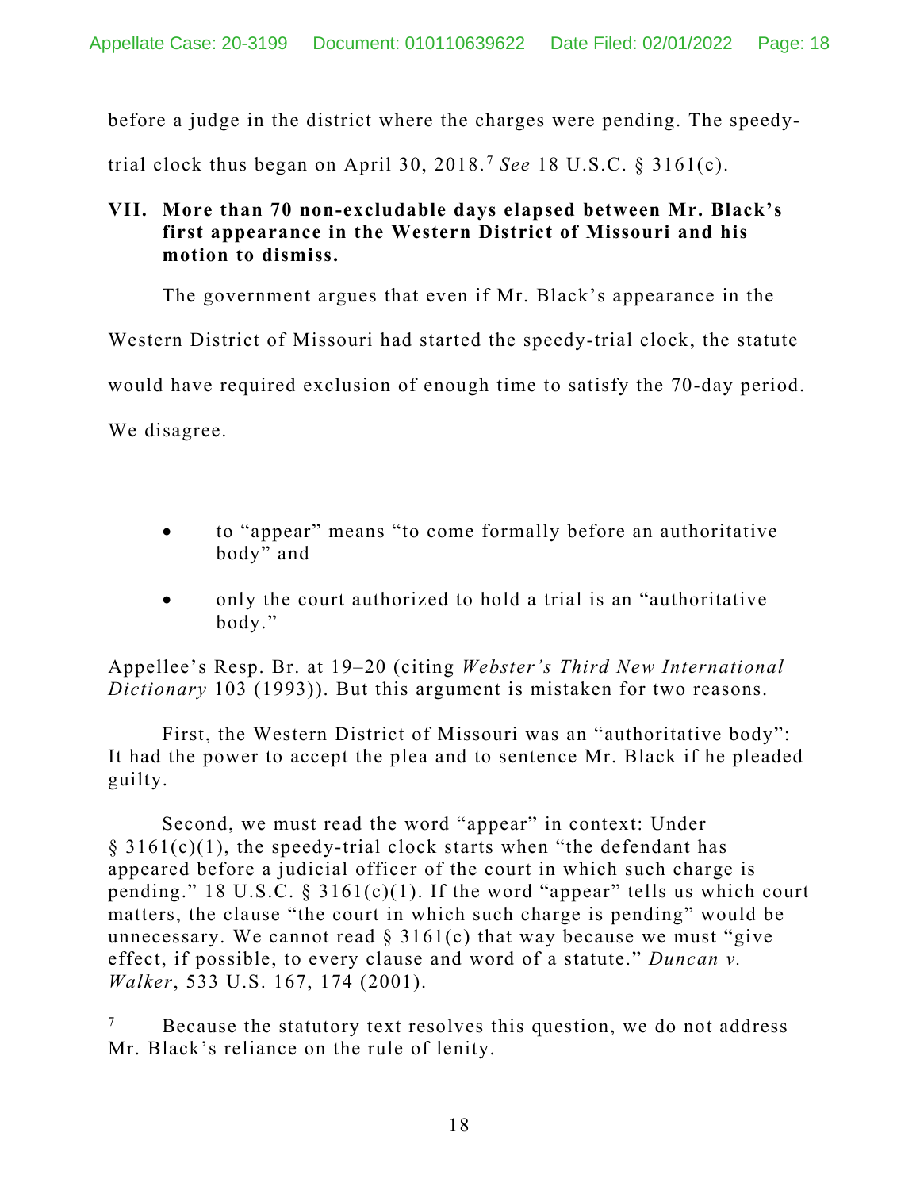before a judge in the district where the charges were pending. The speedy-trial clock thus began on April 30, 2018.[7] *See* 18 U.S.C. § 3161(c).

## VII. More than 70 non-excludable days elapsed between Mr. Black's first appearance in the Western District of Missouri and his motion to dismiss.

The government argues that even if Mr. Black's appearance in the Western District of Missouri had started the speedy-trial clock, the statute would have required exclusion of enough time to satisfy the 70-day period. We disagree.

---

- to "appear" means "to come formally before an authoritative body" and
- only the court authorized to hold a trial is an "authoritative body."

Appellee's Resp. Br. at 19–20 (citing *Webster's Third New International Dictionary* 103 (1993)). But this argument is mistaken for two reasons.

First, the Western District of Missouri was an "authoritative body": It had the power to accept the plea and to sentence Mr. Black if he pleaded guilty.

Second, we must read the word "appear" in context: Under § 3161(c)(1), the speedy-trial clock starts when "the defendant has appeared before a judicial officer of the court in which such charge is pending." 18 U.S.C. § 3161(c)(1). If the word "appear" tells us which court matters, the clause "the court in which such charge is pending" would be unnecessary. We cannot read § 3161(c) that way because we must "give effect, if possible, to every clause and word of a statute." *Duncan v. Walker*, 533 U.S. 167, 174 (2001).

[7] Because the statutory text resolves this question, we do not address Mr. Black's reliance on the rule of lenity.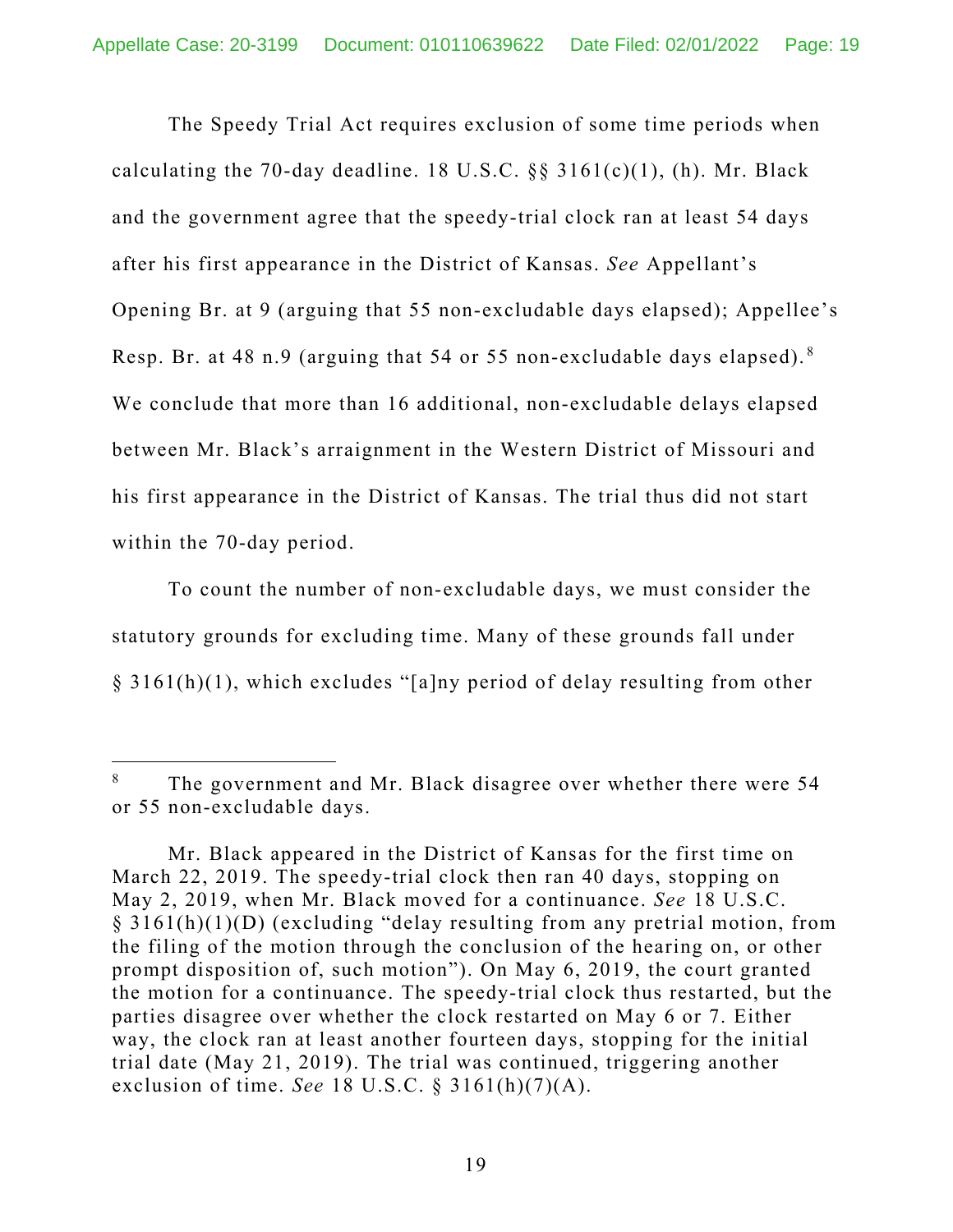The Speedy Trial Act requires exclusion of some time periods when calculating the 70-day deadline. 18 U.S.C. §§ 3161(c)(1), (h). Mr. Black and the government agree that the speedy-trial clock ran at least 54 days after his first appearance in the District of Kansas. *See* Appellant's Opening Br. at 9 (arguing that 55 non-excludable days elapsed); Appellee's Resp. Br. at 48 n.9 (arguing that 54 or 55 non-excludable days elapsed).[8] We conclude that more than 16 additional, non-excludable delays elapsed between Mr. Black's arraignment in the Western District of Missouri and his first appearance in the District of Kansas. The trial thus did not start within the 70-day period.

To count the number of non-excludable days, we must consider the statutory grounds for excluding time. Many of these grounds fall under § 3161(h)(1), which excludes "[a]ny period of delay resulting from other

---

[8] The government and Mr. Black disagree over whether there were 54 or 55 non-excludable days.

Mr. Black appeared in the District of Kansas for the first time on March 22, 2019. The speedy-trial clock then ran 40 days, stopping on May 2, 2019, when Mr. Black moved for a continuance. *See* 18 U.S.C. § 3161(h)(1)(D) (excluding "delay resulting from any pretrial motion, from the filing of the motion through the conclusion of the hearing on, or other prompt disposition of, such motion"). On May 6, 2019, the court granted the motion for a continuance. The speedy-trial clock thus restarted, but the parties disagree over whether the clock restarted on May 6 or 7. Either way, the clock ran at least another fourteen days, stopping for the initial trial date (May 21, 2019). The trial was continued, triggering another exclusion of time. *See* 18 U.S.C. § 3161(h)(7)(A).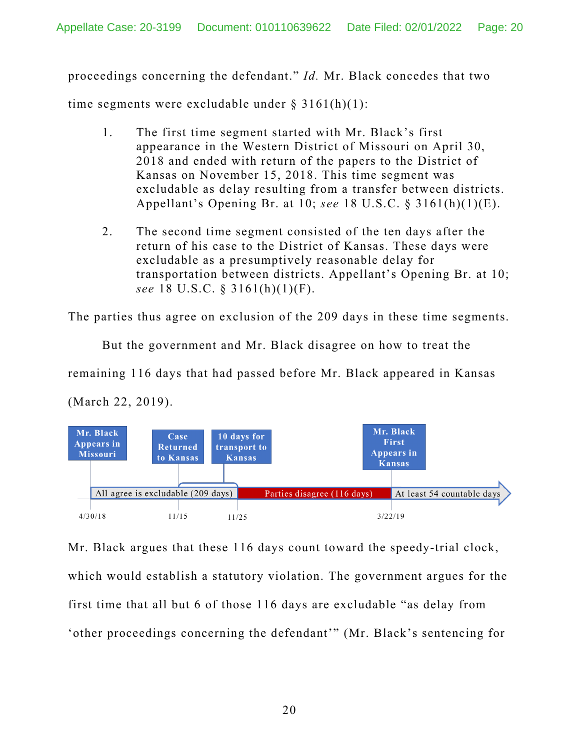proceedings concerning the defendant." *Id.* Mr. Black concedes that two time segments were excludable under § 3161(h)(1):

1. The first time segment started with Mr. Black's first appearance in the Western District of Missouri on April 30, 2018 and ended with return of the papers to the District of Kansas on November 15, 2018. This time segment was excludable as delay resulting from a transfer between districts. Appellant's Opening Br. at 10; *see* 18 U.S.C. § 3161(h)(1)(E).

2. The second time segment consisted of the ten days after the return of his case to the District of Kansas. These days were excludable as a presumptively reasonable delay for transportation between districts. Appellant's Opening Br. at 10; *see* 18 U.S.C. § 3161(h)(1)(F).

The parties thus agree on exclusion of the 209 days in these time segments.

But the government and Mr. Black disagree on how to treat the remaining 116 days that had passed before Mr. Black appeared in Kansas (March 22, 2019).

Mr. Black Appears in Missouri — Case Returned to Kansas — 10 days for transport to Kansas — Mr. Black First Appears in Kansas

All agree is excludable (209 days) | Parties disagree (116 days) | At least 54 countable days

4/30/18 — 11/15 — 11/25 — 3/22/19

Mr. Black argues that these 116 days count toward the speedy-trial clock, which would establish a statutory violation. The government argues for the first time that all but 6 of those 116 days are excludable "as delay from 'other proceedings concerning the defendant'" (Mr. Black's sentencing for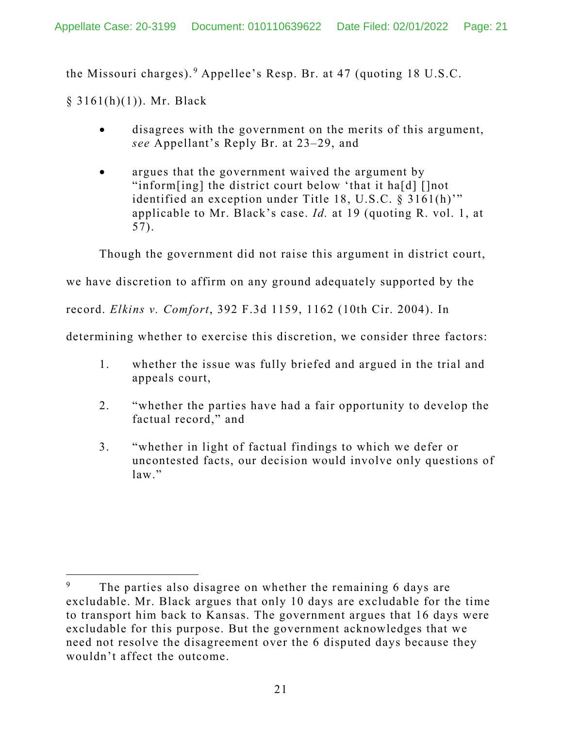the Missouri charges).[9] Appellee's Resp. Br. at 47 (quoting 18 U.S.C. § 3161(h)(1)). Mr. Black

- disagrees with the government on the merits of this argument, *see* Appellant's Reply Br. at 23–29, and
- argues that the government waived the argument by "inform[ing] the district court below 'that it ha[d] []not identified an exception under Title 18, U.S.C. § 3161(h)'" applicable to Mr. Black's case. *Id.* at 19 (quoting R. vol. 1, at 57).

Though the government did not raise this argument in district court, we have discretion to affirm on any ground adequately supported by the record. *Elkins v. Comfort*, 392 F.3d 1159, 1162 (10th Cir. 2004). In determining whether to exercise this discretion, we consider three factors:

1. whether the issue was fully briefed and argued in the trial and appeals court,
2. "whether the parties have had a fair opportunity to develop the factual record," and
3. "whether in light of factual findings to which we defer or uncontested facts, our decision would involve only questions of law."

[9] The parties also disagree on whether the remaining 6 days are excludable. Mr. Black argues that only 10 days are excludable for the time to transport him back to Kansas. The government argues that 16 days were excludable for this purpose. But the government acknowledges that we need not resolve the disagreement over the 6 disputed days because they wouldn't affect the outcome.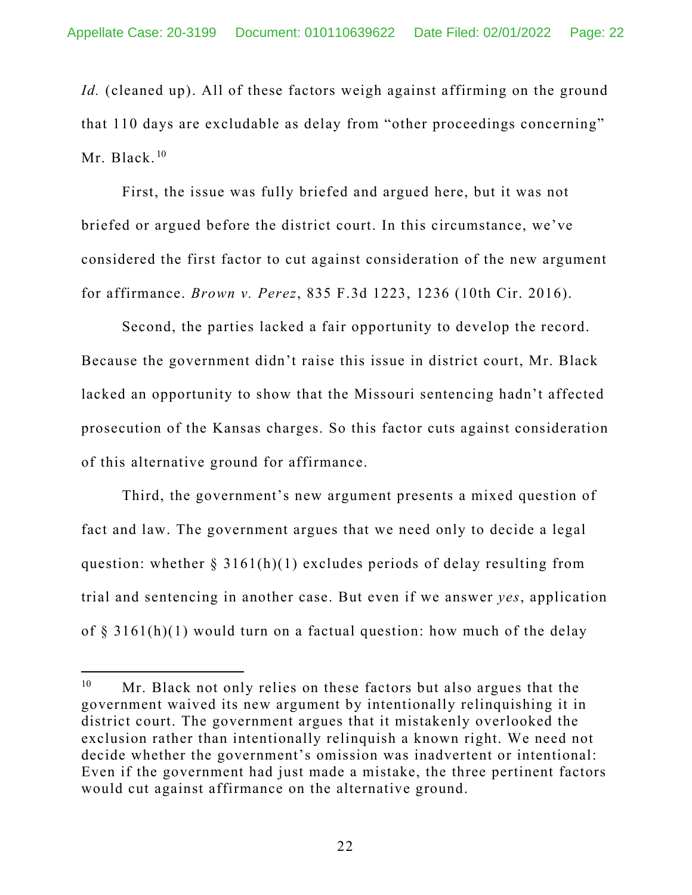*Id.* (cleaned up). All of these factors weigh against affirming on the ground that 110 days are excludable as delay from "other proceedings concerning" Mr. Black.[10]

First, the issue was fully briefed and argued here, but it was not briefed or argued before the district court. In this circumstance, we've considered the first factor to cut against consideration of the new argument for affirmance. *Brown v. Perez*, 835 F.3d 1223, 1236 (10th Cir. 2016).

Second, the parties lacked a fair opportunity to develop the record. Because the government didn't raise this issue in district court, Mr. Black lacked an opportunity to show that the Missouri sentencing hadn't affected prosecution of the Kansas charges. So this factor cuts against consideration of this alternative ground for affirmance.

Third, the government's new argument presents a mixed question of fact and law. The government argues that we need only to decide a legal question: whether § 3161(h)(1) excludes periods of delay resulting from trial and sentencing in another case. But even if we answer *yes*, application of § 3161(h)(1) would turn on a factual question: how much of the delay

---

[10] Mr. Black not only relies on these factors but also argues that the government waived its new argument by intentionally relinquishing it in district court. The government argues that it mistakenly overlooked the exclusion rather than intentionally relinquish a known right. We need not decide whether the government's omission was inadvertent or intentional: Even if the government had just made a mistake, the three pertinent factors would cut against affirmance on the alternative ground.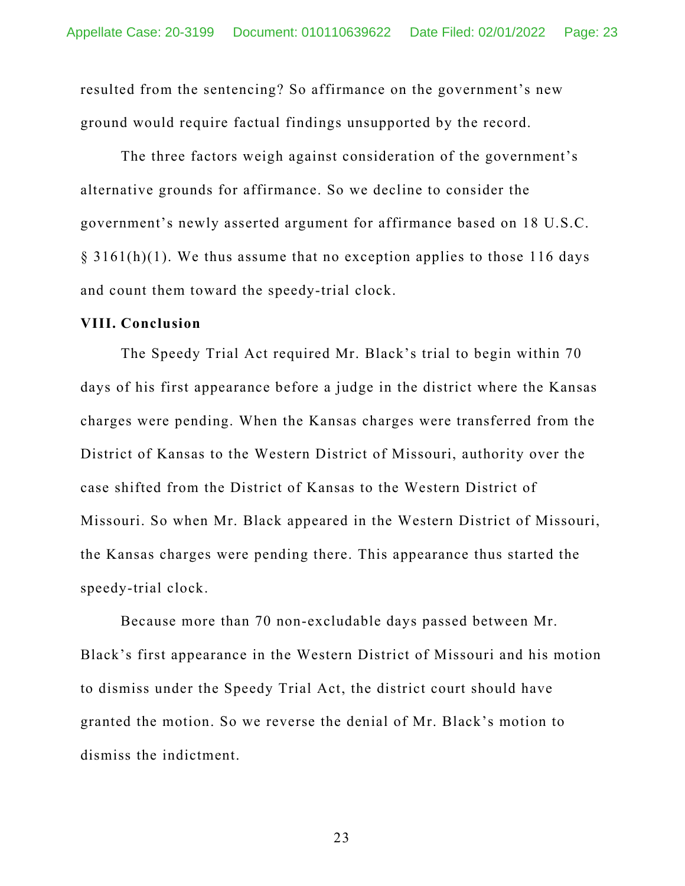resulted from the sentencing? So affirmance on the government's new ground would require factual findings unsupported by the record.

The three factors weigh against consideration of the government's alternative grounds for affirmance. So we decline to consider the government's newly asserted argument for affirmance based on 18 U.S.C. § 3161(h)(1). We thus assume that no exception applies to those 116 days and count them toward the speedy-trial clock.

**VIII. Conclusion**

The Speedy Trial Act required Mr. Black's trial to begin within 70 days of his first appearance before a judge in the district where the Kansas charges were pending. When the Kansas charges were transferred from the District of Kansas to the Western District of Missouri, authority over the case shifted from the District of Kansas to the Western District of Missouri. So when Mr. Black appeared in the Western District of Missouri, the Kansas charges were pending there. This appearance thus started the speedy-trial clock.

Because more than 70 non-excludable days passed between Mr. Black's first appearance in the Western District of Missouri and his motion to dismiss under the Speedy Trial Act, the district court should have granted the motion. So we reverse the denial of Mr. Black's motion to dismiss the indictment.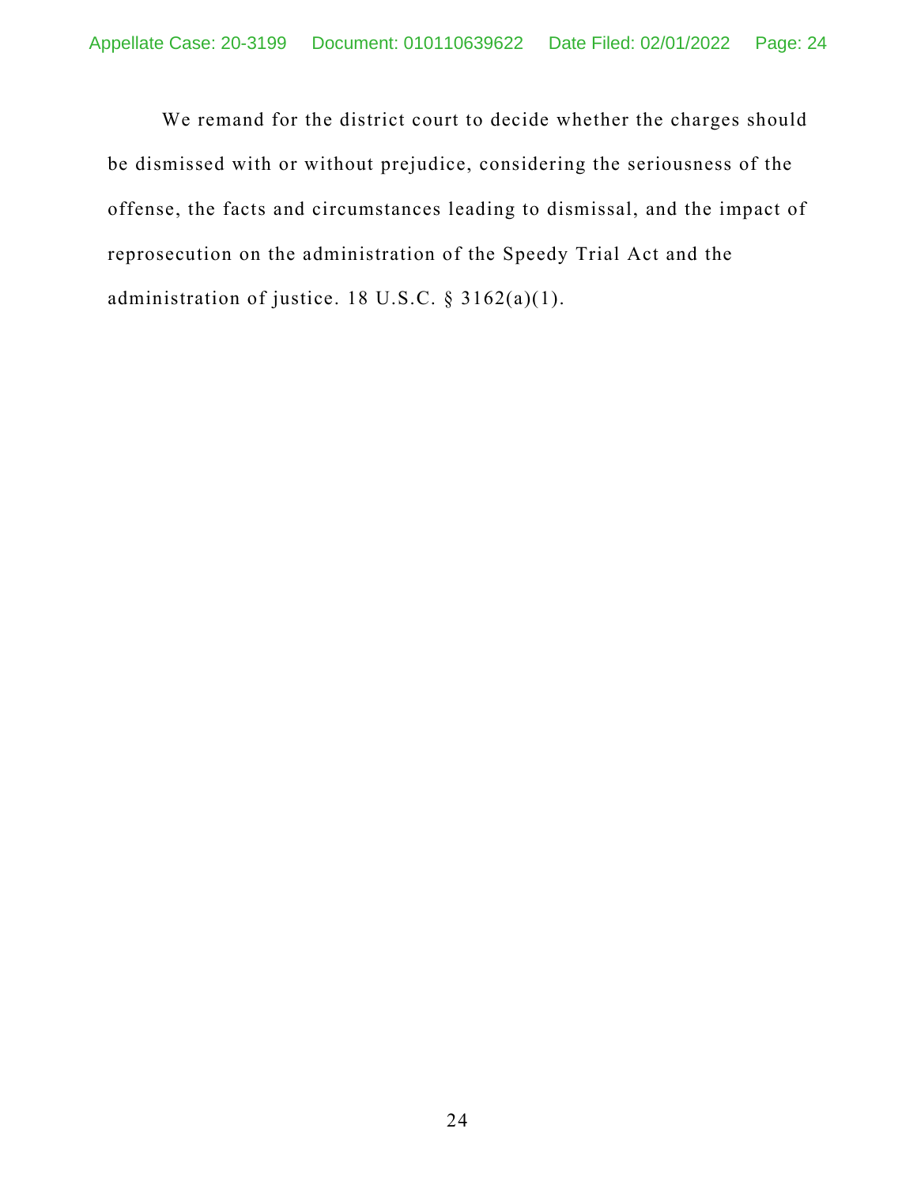We remand for the district court to decide whether the charges should be dismissed with or without prejudice, considering the seriousness of the offense, the facts and circumstances leading to dismissal, and the impact of reprosecution on the administration of the Speedy Trial Act and the administration of justice. 18 U.S.C. § 3162(a)(1).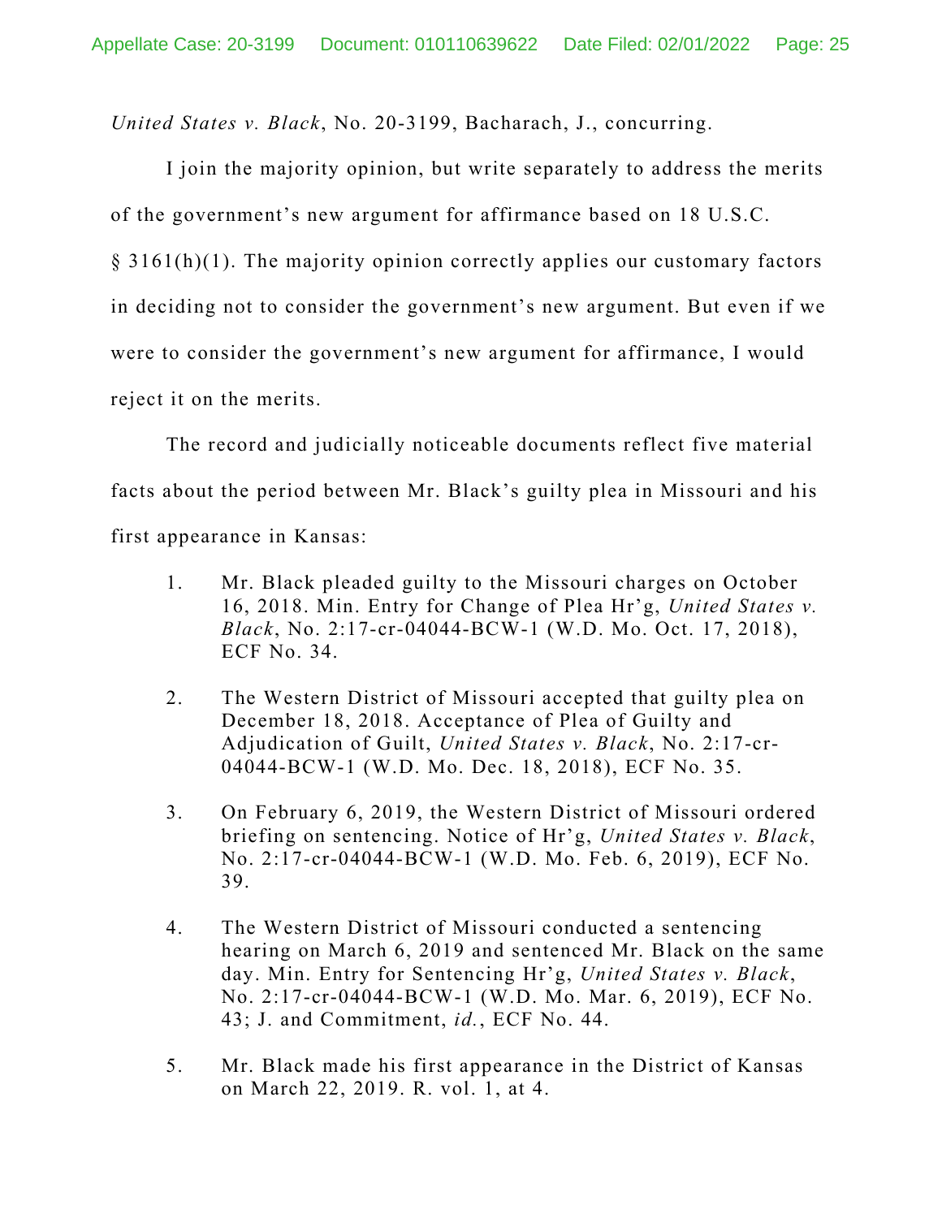*United States v. Black*, No. 20-3199, Bacharach, J., concurring.

I join the majority opinion, but write separately to address the merits of the government's new argument for affirmance based on 18 U.S.C. § 3161(h)(1). The majority opinion correctly applies our customary factors in deciding not to consider the government's new argument. But even if we were to consider the government's new argument for affirmance, I would reject it on the merits.

The record and judicially noticeable documents reflect five material facts about the period between Mr. Black's guilty plea in Missouri and his first appearance in Kansas:

1. Mr. Black pleaded guilty to the Missouri charges on October 16, 2018. Min. Entry for Change of Plea Hr'g, *United States v. Black*, No. 2:17-cr-04044-BCW-1 (W.D. Mo. Oct. 17, 2018), ECF No. 34.

2. The Western District of Missouri accepted that guilty plea on December 18, 2018. Acceptance of Plea of Guilty and Adjudication of Guilt, *United States v. Black*, No. 2:17-cr-04044-BCW-1 (W.D. Mo. Dec. 18, 2018), ECF No. 35.

3. On February 6, 2019, the Western District of Missouri ordered briefing on sentencing. Notice of Hr'g, *United States v. Black*, No. 2:17-cr-04044-BCW-1 (W.D. Mo. Feb. 6, 2019), ECF No. 39.

4. The Western District of Missouri conducted a sentencing hearing on March 6, 2019 and sentenced Mr. Black on the same day. Min. Entry for Sentencing Hr'g, *United States v. Black*, No. 2:17-cr-04044-BCW-1 (W.D. Mo. Mar. 6, 2019), ECF No. 43; J. and Commitment, *id.*, ECF No. 44.

5. Mr. Black made his first appearance in the District of Kansas on March 22, 2019. R. vol. 1, at 4.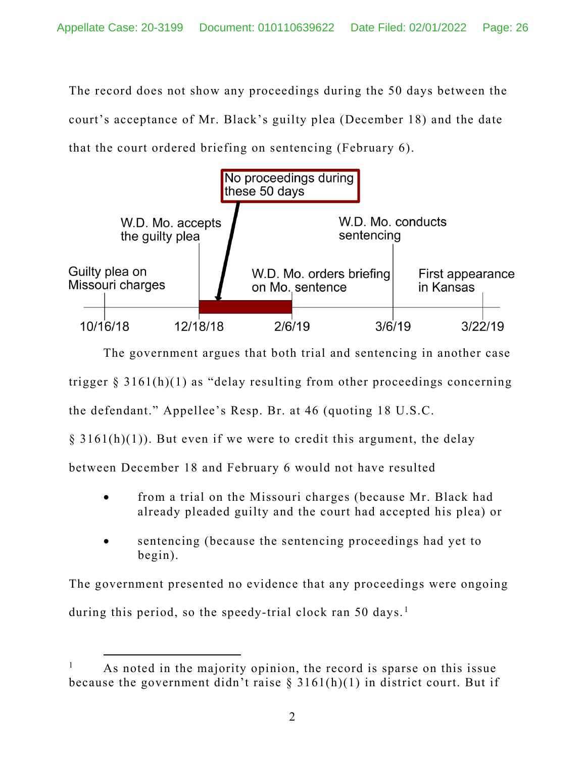The record does not show any proceedings during the 50 days between the court's acceptance of Mr. Black's guilty plea (December 18) and the date that the court ordered briefing on sentencing (February 6).

No proceedings during these 50 days

| Date | Event |
| --- | --- |
| 10/16/18 | Guilty plea on Missouri charges |
| 12/18/18 | W.D. Mo. accepts the guilty plea |
| 2/6/19 | W.D. Mo. orders briefing on Mo. sentence |
| 3/6/19 | W.D. Mo. conducts sentencing |
| 3/22/19 | First appearance in Kansas |

The government argues that both trial and sentencing in another case trigger § 3161(h)(1) as "delay resulting from other proceedings concerning the defendant." Appellee's Resp. Br. at 46 (quoting 18 U.S.C. § 3161(h)(1)). But even if we were to credit this argument, the delay between December 18 and February 6 would not have resulted

- from a trial on the Missouri charges (because Mr. Black had already pleaded guilty and the court had accepted his plea) or
- sentencing (because the sentencing proceedings had yet to begin).

The government presented no evidence that any proceedings were ongoing during this period, so the speedy-trial clock ran 50 days.[1]

---

[1] As noted in the majority opinion, the record is sparse on this issue because the government didn't raise § 3161(h)(1) in district court. But if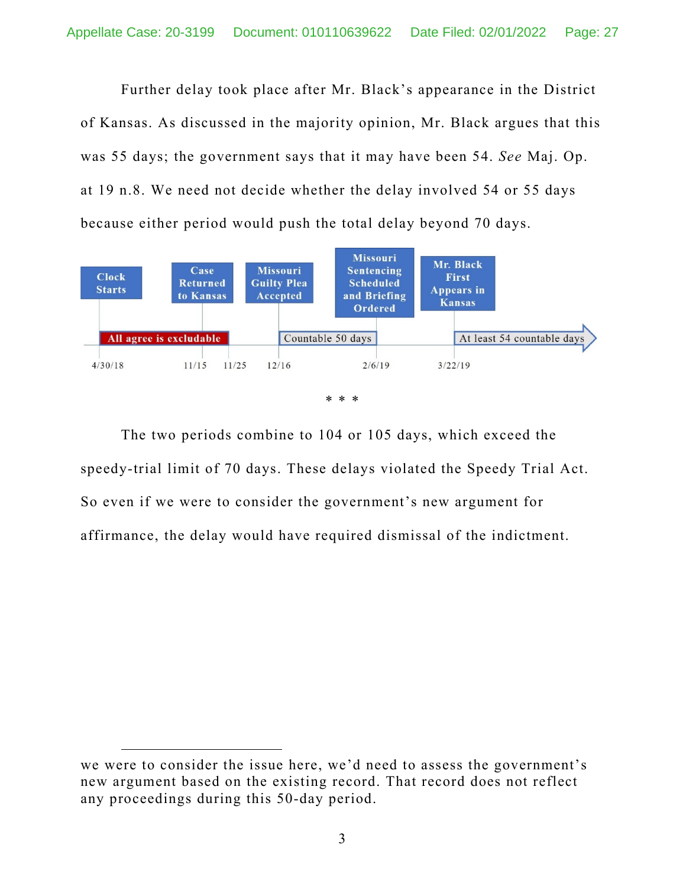Further delay took place after Mr. Black's appearance in the District of Kansas. As discussed in the majority opinion, Mr. Black argues that this was 55 days; the government says that it may have been 54. *See* Maj. Op. at 19 n.8. We need not decide whether the delay involved 54 or 55 days because either period would push the total delay beyond 70 days.

| Clock Starts | Case Returned to Kansas | | Missouri Guilty Plea Accepted | Missouri Sentencing Scheduled and Briefing Ordered | Mr. Black First Appears in Kansas |
|---|---|---|---|---|---|
| All agree is excludable | | | Countable 50 days | | At least 54 countable days |
| 4/30/18 | 11/15 | 11/25 | 12/16 | 2/6/19 | 3/22/19 |

\* \* \*

The two periods combine to 104 or 105 days, which exceed the speedy-trial limit of 70 days. These delays violated the Speedy Trial Act. So even if we were to consider the government's new argument for affirmance, the delay would have required dismissal of the indictment.

---

we were to consider the issue here, we'd need to assess the government's new argument based on the existing record. That record does not reflect any proceedings during this 50-day period.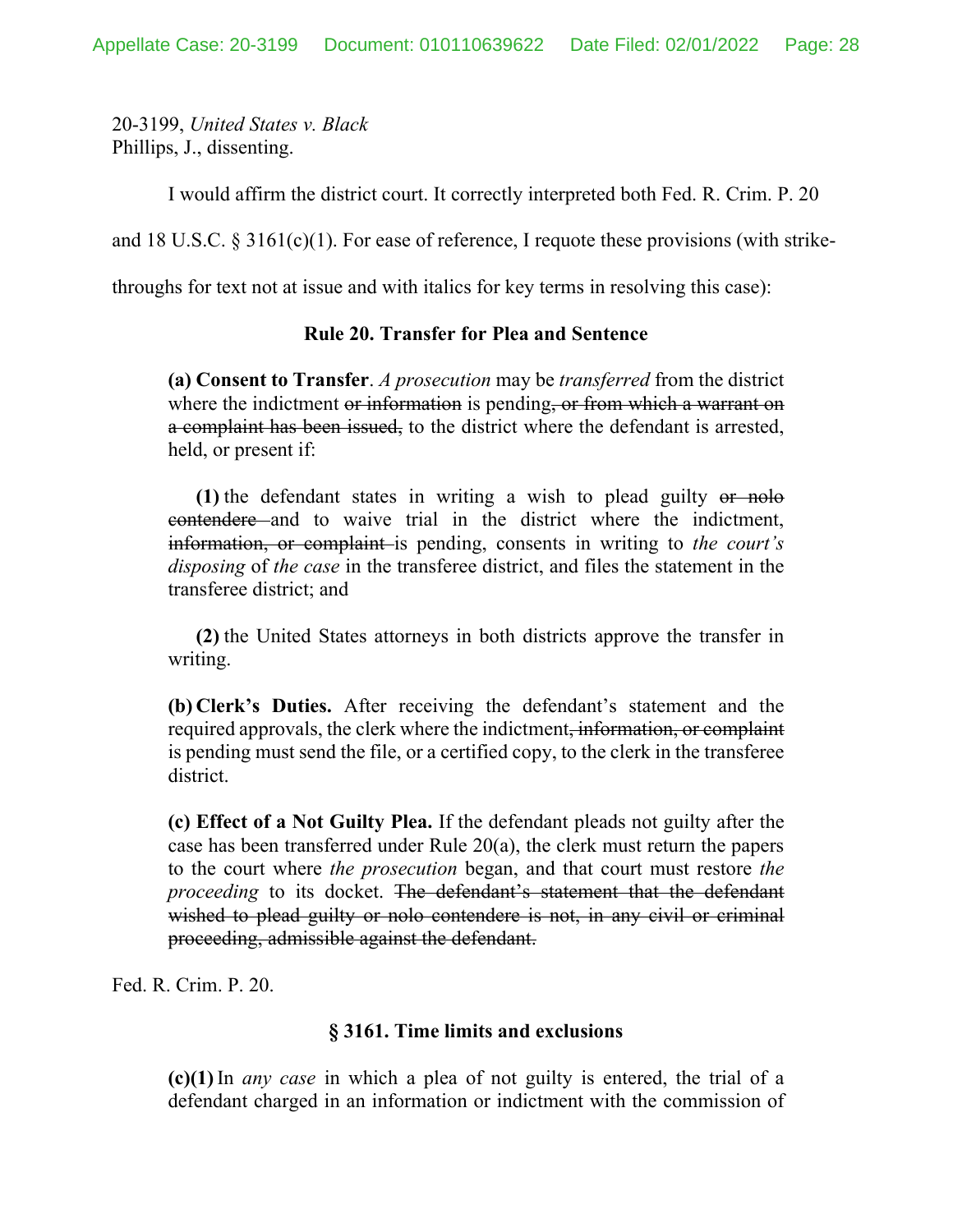20-3199, *United States v. Black*
Phillips, J., dissenting.

I would affirm the district court. It correctly interpreted both Fed. R. Crim. P. 20 and 18 U.S.C. § 3161(c)(1). For ease of reference, I requote these provisions (with strike-throughs for text not at issue and with italics for key terms in resolving this case):

**Rule 20. Transfer for Plea and Sentence**

> **(a) Consent to Transfer**. *A prosecution* may be *transferred* from the district where the indictment ~~or information~~ is pending~~, or from which a warrant on a complaint has been issued,~~ to the district where the defendant is arrested, held, or present if:
>
> **(1)** the defendant states in writing a wish to plead guilty ~~or nolo contendere~~ and to waive trial in the district where the indictment, ~~information, or complaint~~ is pending, consents in writing to *the court's disposing* of *the case* in the transferee district, and files the statement in the transferee district; and
>
> **(2)** the United States attorneys in both districts approve the transfer in writing.
>
> **(b) Clerk's Duties.** After receiving the defendant's statement and the required approvals, the clerk where the indictment~~, information, or complaint~~ is pending must send the file, or a certified copy, to the clerk in the transferee district.
>
> **(c) Effect of a Not Guilty Plea.** If the defendant pleads not guilty after the case has been transferred under Rule 20(a), the clerk must return the papers to the court where *the prosecution* began, and that court must restore *the proceeding* to its docket. ~~The defendant's statement that the defendant wished to plead guilty or nolo contendere is not, in any civil or criminal proceeding, admissible against the defendant.~~

Fed. R. Crim. P. 20.

**§ 3161. Time limits and exclusions**

> **(c)(1)** In *any case* in which a plea of not guilty is entered, the trial of a defendant charged in an information or indictment with the commission of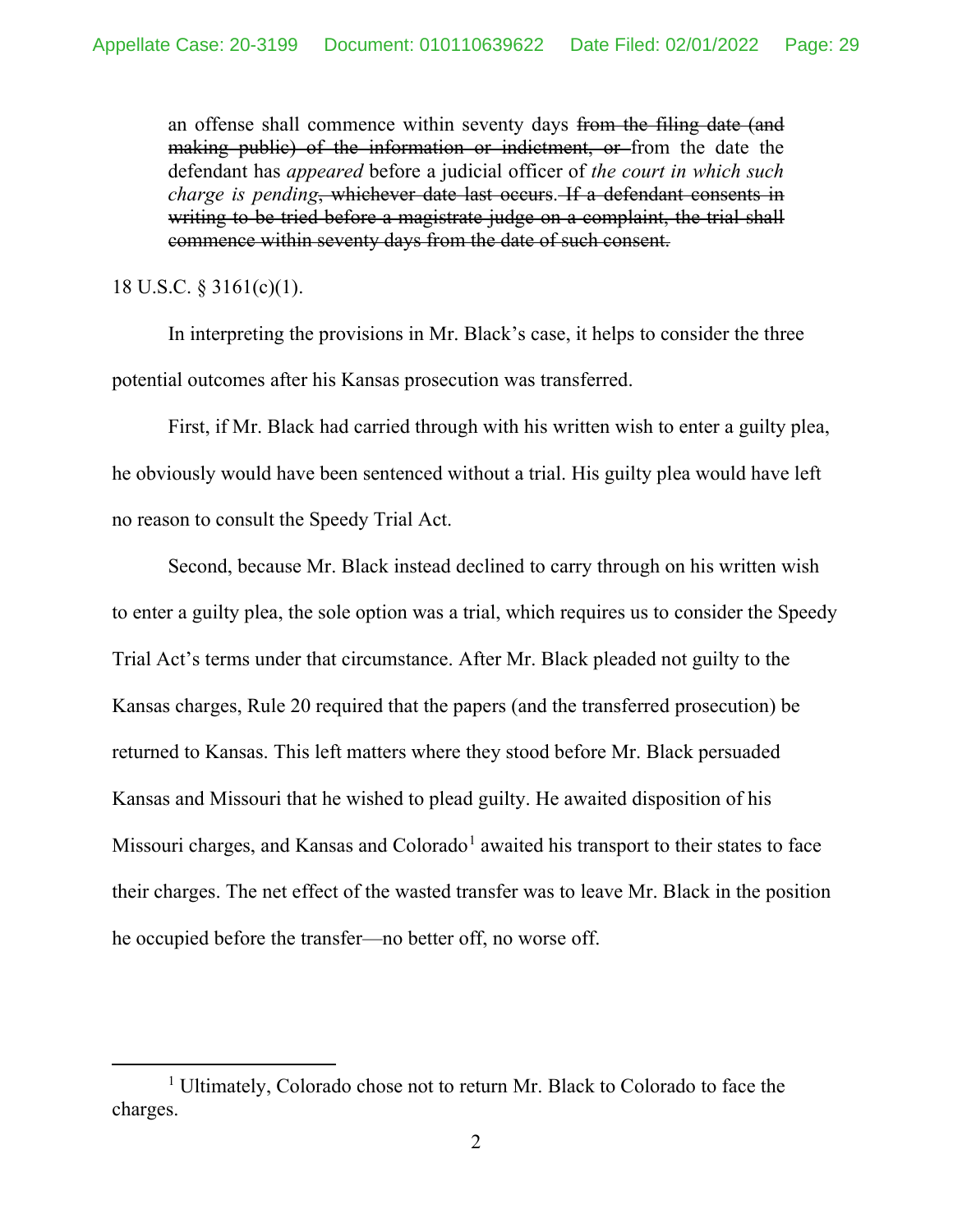> an offense shall commence within seventy days ~~from the filing date (and making public) of the information or indictment, or~~ from the date the defendant has *appeared* before a judicial officer of *the court in which such charge is pending*~~, whichever date last occurs~~. ~~If a defendant consents in writing to be tried before a magistrate judge on a complaint, the trial shall commence within seventy days from the date of such consent.~~

18 U.S.C. § 3161(c)(1).

In interpreting the provisions in Mr. Black's case, it helps to consider the three potential outcomes after his Kansas prosecution was transferred.

First, if Mr. Black had carried through with his written wish to enter a guilty plea, he obviously would have been sentenced without a trial. His guilty plea would have left no reason to consult the Speedy Trial Act.

Second, because Mr. Black instead declined to carry through on his written wish to enter a guilty plea, the sole option was a trial, which requires us to consider the Speedy Trial Act's terms under that circumstance. After Mr. Black pleaded not guilty to the Kansas charges, Rule 20 required that the papers (and the transferred prosecution) be returned to Kansas. This left matters where they stood before Mr. Black persuaded Kansas and Missouri that he wished to plead guilty. He awaited disposition of his Missouri charges, and Kansas and Colorado[1] awaited his transport to their states to face their charges. The net effect of the wasted transfer was to leave Mr. Black in the position he occupied before the transfer—no better off, no worse off.

---

[1] Ultimately, Colorado chose not to return Mr. Black to Colorado to face the charges.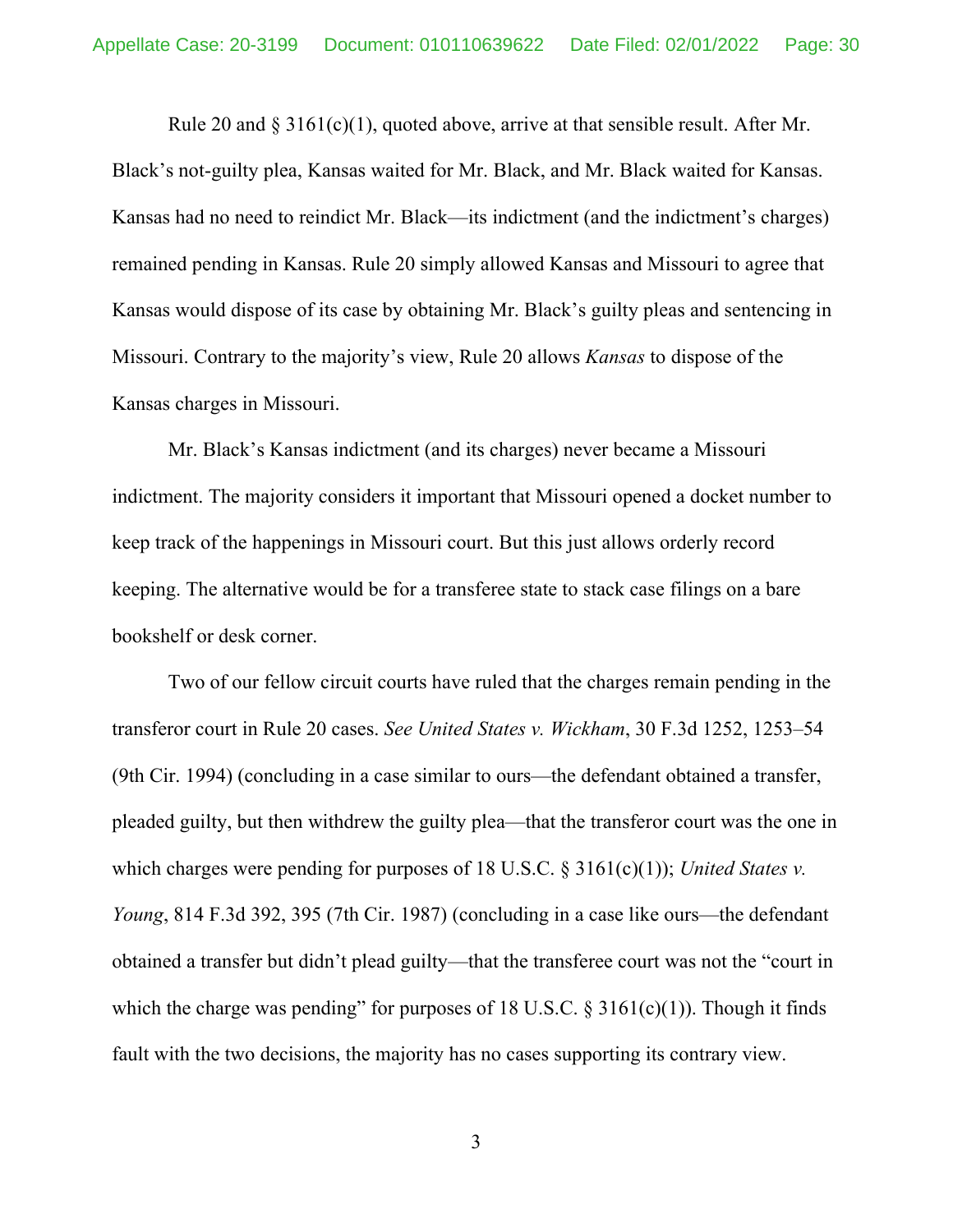Rule 20 and § 3161(c)(1), quoted above, arrive at that sensible result. After Mr. Black's not-guilty plea, Kansas waited for Mr. Black, and Mr. Black waited for Kansas. Kansas had no need to reindict Mr. Black—its indictment (and the indictment's charges) remained pending in Kansas. Rule 20 simply allowed Kansas and Missouri to agree that Kansas would dispose of its case by obtaining Mr. Black's guilty pleas and sentencing in Missouri. Contrary to the majority's view, Rule 20 allows *Kansas* to dispose of the Kansas charges in Missouri.

Mr. Black's Kansas indictment (and its charges) never became a Missouri indictment. The majority considers it important that Missouri opened a docket number to keep track of the happenings in Missouri court. But this just allows orderly record keeping. The alternative would be for a transferee state to stack case filings on a bare bookshelf or desk corner.

Two of our fellow circuit courts have ruled that the charges remain pending in the transferor court in Rule 20 cases. *See United States v. Wickham*, 30 F.3d 1252, 1253–54 (9th Cir. 1994) (concluding in a case similar to ours—the defendant obtained a transfer, pleaded guilty, but then withdrew the guilty plea—that the transferor court was the one in which charges were pending for purposes of 18 U.S.C. § 3161(c)(1)); *United States v. Young*, 814 F.3d 392, 395 (7th Cir. 1987) (concluding in a case like ours—the defendant obtained a transfer but didn't plead guilty—that the transferee court was not the "court in which the charge was pending" for purposes of 18 U.S.C. § 3161(c)(1)). Though it finds fault with the two decisions, the majority has no cases supporting its contrary view.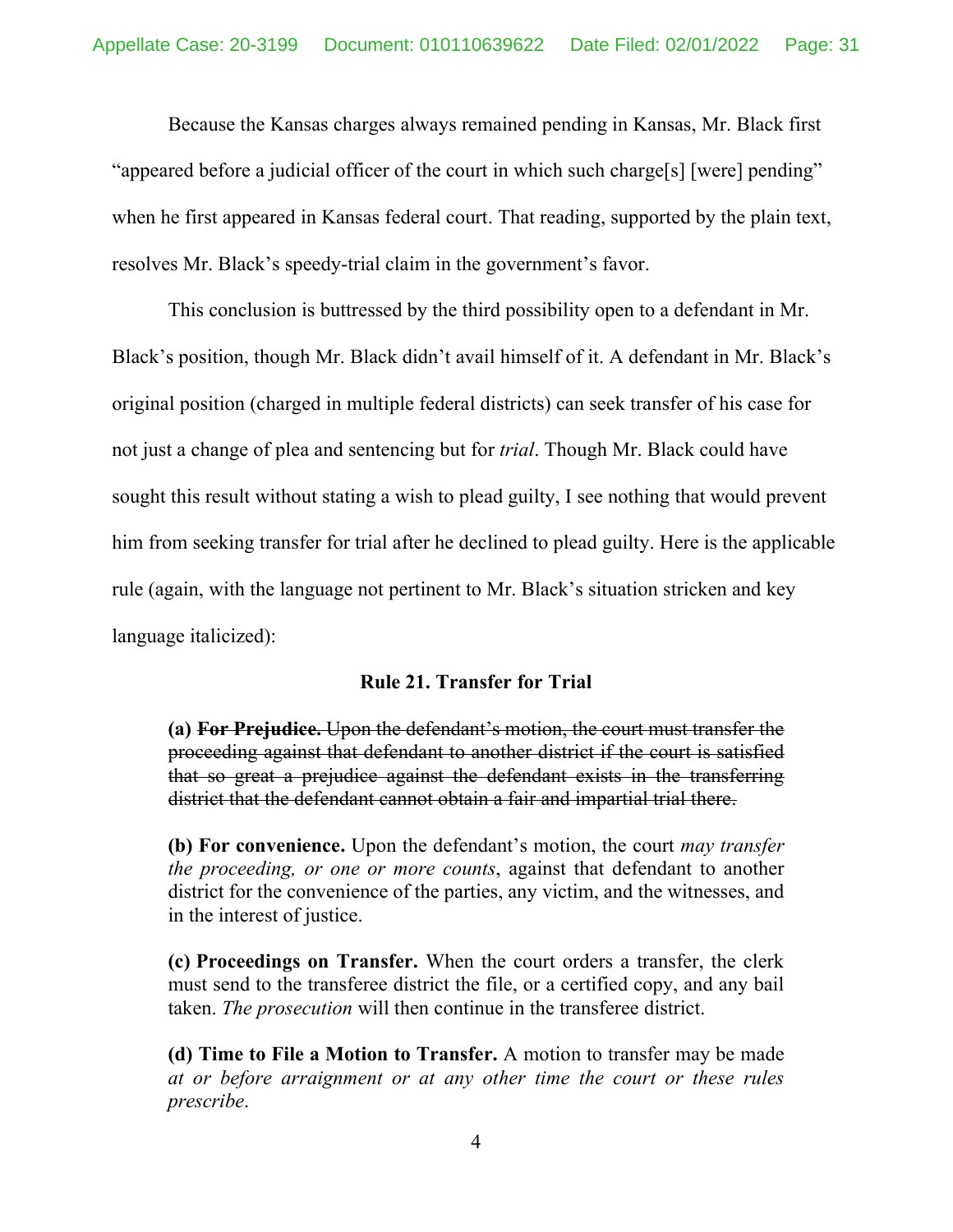Because the Kansas charges always remained pending in Kansas, Mr. Black first "appeared before a judicial officer of the court in which such charge[s] [were] pending" when he first appeared in Kansas federal court. That reading, supported by the plain text, resolves Mr. Black's speedy-trial claim in the government's favor.

This conclusion is buttressed by the third possibility open to a defendant in Mr. Black's position, though Mr. Black didn't avail himself of it. A defendant in Mr. Black's original position (charged in multiple federal districts) can seek transfer of his case for not just a change of plea and sentencing but for *trial*. Though Mr. Black could have sought this result without stating a wish to plead guilty, I see nothing that would prevent him from seeking transfer for trial after he declined to plead guilty. Here is the applicable rule (again, with the language not pertinent to Mr. Black's situation stricken and key language italicized):

**Rule 21. Transfer for Trial**

> **(a)** ~~**For Prejudice.** Upon the defendant's motion, the court must transfer the proceeding against that defendant to another district if the court is satisfied that so great a prejudice against the defendant exists in the transferring district that the defendant cannot obtain a fair and impartial trial there.~~
>
> **(b) For convenience.** Upon the defendant's motion, the court *may transfer the proceeding, or one or more counts*, against that defendant to another district for the convenience of the parties, any victim, and the witnesses, and in the interest of justice.
>
> **(c) Proceedings on Transfer.** When the court orders a transfer, the clerk must send to the transferee district the file, or a certified copy, and any bail taken. *The prosecution* will then continue in the transferee district.
>
> **(d) Time to File a Motion to Transfer.** A motion to transfer may be made *at or before arraignment or at any other time the court or these rules prescribe*.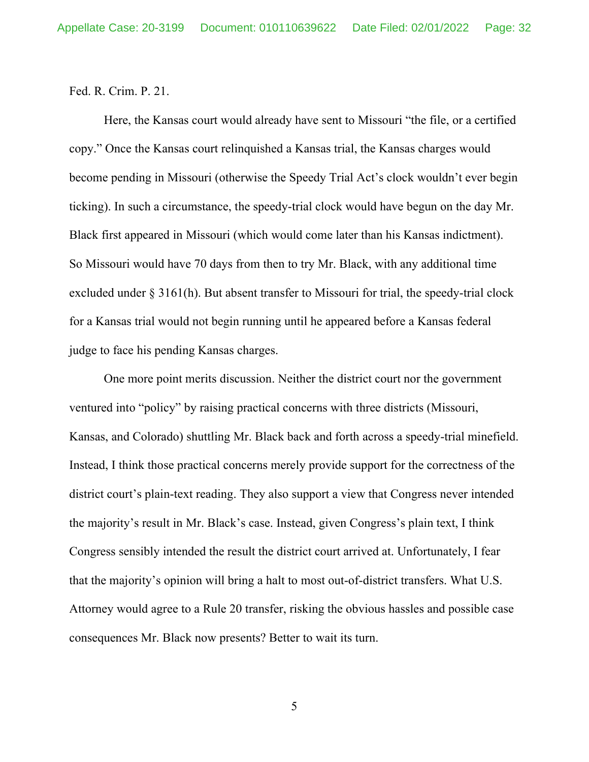Fed. R. Crim. P. 21.

Here, the Kansas court would already have sent to Missouri "the file, or a certified copy." Once the Kansas court relinquished a Kansas trial, the Kansas charges would become pending in Missouri (otherwise the Speedy Trial Act's clock wouldn't ever begin ticking). In such a circumstance, the speedy-trial clock would have begun on the day Mr. Black first appeared in Missouri (which would come later than his Kansas indictment). So Missouri would have 70 days from then to try Mr. Black, with any additional time excluded under § 3161(h). But absent transfer to Missouri for trial, the speedy-trial clock for a Kansas trial would not begin running until he appeared before a Kansas federal judge to face his pending Kansas charges.

One more point merits discussion. Neither the district court nor the government ventured into "policy" by raising practical concerns with three districts (Missouri, Kansas, and Colorado) shuttling Mr. Black back and forth across a speedy-trial minefield. Instead, I think those practical concerns merely provide support for the correctness of the district court's plain-text reading. They also support a view that Congress never intended the majority's result in Mr. Black's case. Instead, given Congress's plain text, I think Congress sensibly intended the result the district court arrived at. Unfortunately, I fear that the majority's opinion will bring a halt to most out-of-district transfers. What U.S. Attorney would agree to a Rule 20 transfer, risking the obvious hassles and possible case consequences Mr. Black now presents? Better to wait its turn.